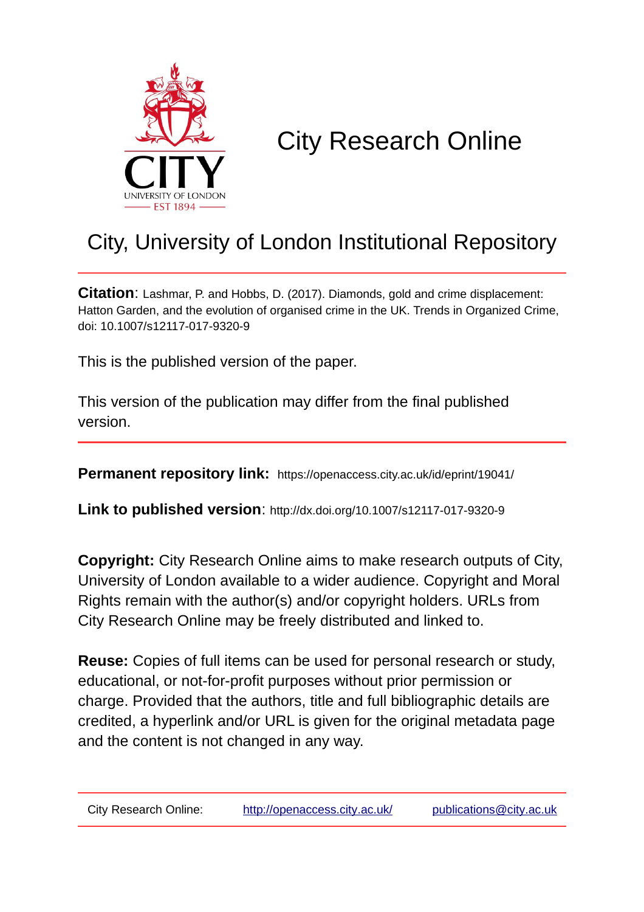CITY
UNIVERSITY OF LONDON
EST 1894

# City Research Online

## City, University of London Institutional Repository

**Citation**: Lashmar, P. and Hobbs, D. (2017). Diamonds, gold and crime displacement: Hatton Garden, and the evolution of organised crime in the UK. Trends in Organized Crime, doi: 10.1007/s12117-017-9320-9

This is the published version of the paper.

This version of the publication may differ from the final published version.

**Permanent repository link:** https://openaccess.city.ac.uk/id/eprint/19041/

**Link to published version**: http://dx.doi.org/10.1007/s12117-017-9320-9

**Copyright:** City Research Online aims to make research outputs of City, University of London available to a wider audience. Copyright and Moral Rights remain with the author(s) and/or copyright holders. URLs from City Research Online may be freely distributed and linked to.

**Reuse:** Copies of full items can be used for personal research or study, educational, or not-for-profit purposes without prior permission or charge. Provided that the authors, title and full bibliographic details are credited, a hyperlink and/or URL is given for the original metadata page and the content is not changed in any way.

| City Research Online: | http://openaccess.city.ac.uk/ | publications@city.ac.uk |
|---|---|---|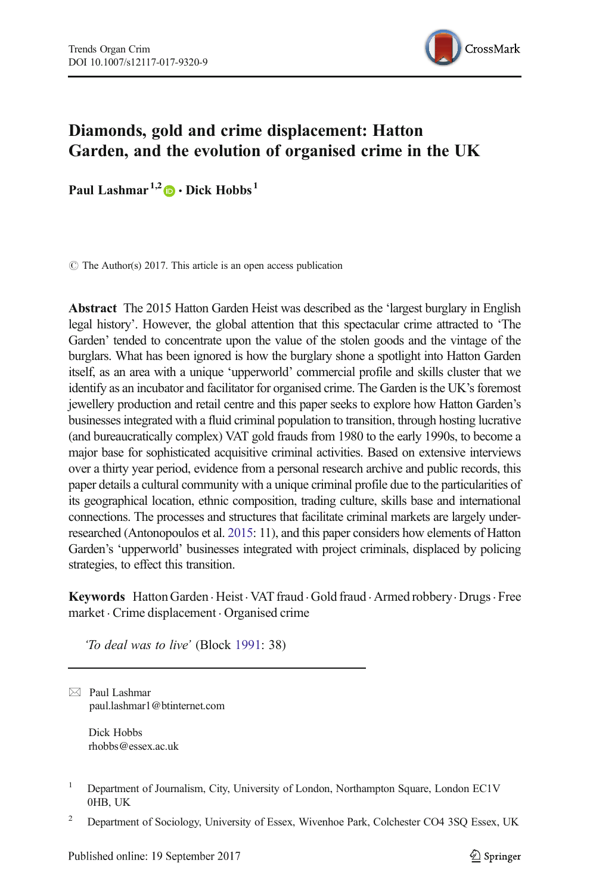# Diamonds, gold and crime displacement: Hatton Garden, and the evolution of organised crime in the UK

**Paul Lashmar** [1,2] · **Dick Hobbs** [1]

© The Author(s) 2017. This article is an open access publication

**Abstract** The 2015 Hatton Garden Heist was described as the 'largest burglary in English legal history'. However, the global attention that this spectacular crime attracted to 'The Garden' tended to concentrate upon the value of the stolen goods and the vintage of the burglars. What has been ignored is how the burglary shone a spotlight into Hatton Garden itself, as an area with a unique 'upperworld' commercial profile and skills cluster that we identify as an incubator and facilitator for organised crime. The Garden is the UK's foremost jewellery production and retail centre and this paper seeks to explore how Hatton Garden's businesses integrated with a fluid criminal population to transition, through hosting lucrative (and bureaucratically complex) VAT gold frauds from 1980 to the early 1990s, to become a major base for sophisticated acquisitive criminal activities. Based on extensive interviews over a thirty year period, evidence from a personal research archive and public records, this paper details a cultural community with a unique criminal profile due to the particularities of its geographical location, ethnic composition, trading culture, skills base and international connections. The processes and structures that facilitate criminal markets are largely under-researched (Antonopoulos et al. 2015: 11), and this paper considers how elements of Hatton Garden's 'upperworld' businesses integrated with project criminals, displaced by policing strategies, to effect this transition.

**Keywords** Hatton Garden · Heist · VAT fraud · Gold fraud · Armed robbery · Drugs · Free market · Crime displacement · Organised crime

*'To deal was to live'* (Block 1991: 38)

---

✉ Paul Lashmar
paul.lashmar1@btinternet.com

Dick Hobbs
rhobbs@essex.ac.uk

[1] Department of Journalism, City, University of London, Northampton Square, London EC1V 0HB, UK

[2] Department of Sociology, University of Essex, Wivenhoe Park, Colchester CO4 3SQ Essex, UK

Published online: 19 September 2017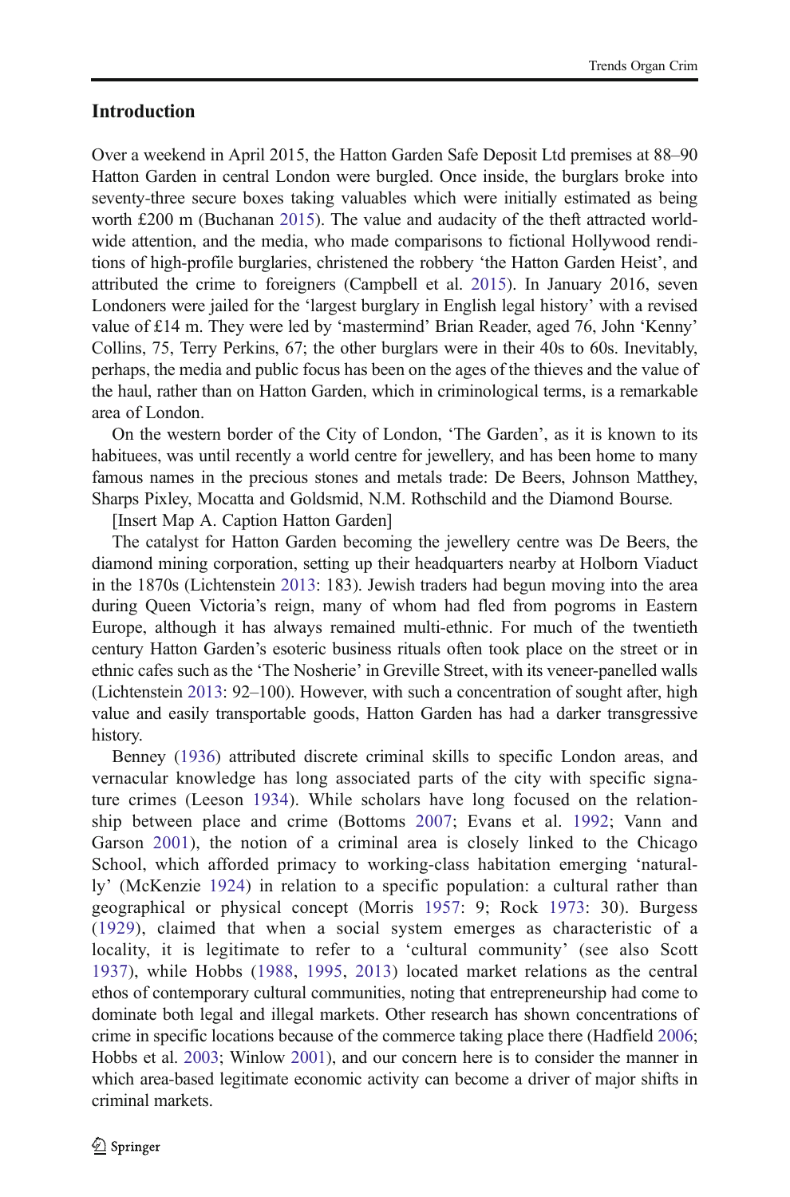## Introduction

Over a weekend in April 2015, the Hatton Garden Safe Deposit Ltd premises at 88–90 Hatton Garden in central London were burgled. Once inside, the burglars broke into seventy-three secure boxes taking valuables which were initially estimated as being worth £200 m (Buchanan 2015). The value and audacity of the theft attracted worldwide attention, and the media, who made comparisons to fictional Hollywood renditions of high-profile burglaries, christened the robbery 'the Hatton Garden Heist', and attributed the crime to foreigners (Campbell et al. 2015). In January 2016, seven Londoners were jailed for the 'largest burglary in English legal history' with a revised value of £14 m. They were led by 'mastermind' Brian Reader, aged 76, John 'Kenny' Collins, 75, Terry Perkins, 67; the other burglars were in their 40s to 60s. Inevitably, perhaps, the media and public focus has been on the ages of the thieves and the value of the haul, rather than on Hatton Garden, which in criminological terms, is a remarkable area of London.

On the western border of the City of London, 'The Garden', as it is known to its habituees, was until recently a world centre for jewellery, and has been home to many famous names in the precious stones and metals trade: De Beers, Johnson Matthey, Sharps Pixley, Mocatta and Goldsmid, N.M. Rothschild and the Diamond Bourse.

[Insert Map A. Caption Hatton Garden]

The catalyst for Hatton Garden becoming the jewellery centre was De Beers, the diamond mining corporation, setting up their headquarters nearby at Holborn Viaduct in the 1870s (Lichtenstein 2013: 183). Jewish traders had begun moving into the area during Queen Victoria's reign, many of whom had fled from pogroms in Eastern Europe, although it has always remained multi-ethnic. For much of the twentieth century Hatton Garden's esoteric business rituals often took place on the street or in ethnic cafes such as the 'The Nosherie' in Greville Street, with its veneer-panelled walls (Lichtenstein 2013: 92–100). However, with such a concentration of sought after, high value and easily transportable goods, Hatton Garden has had a darker transgressive history.

Benney (1936) attributed discrete criminal skills to specific London areas, and vernacular knowledge has long associated parts of the city with specific signature crimes (Leeson 1934). While scholars have long focused on the relationship between place and crime (Bottoms 2007; Evans et al. 1992; Vann and Garson 2001), the notion of a criminal area is closely linked to the Chicago School, which afforded primacy to working-class habitation emerging 'naturally' (McKenzie 1924) in relation to a specific population: a cultural rather than geographical or physical concept (Morris 1957: 9; Rock 1973: 30). Burgess (1929), claimed that when a social system emerges as characteristic of a locality, it is legitimate to refer to a 'cultural community' (see also Scott 1937), while Hobbs (1988, 1995, 2013) located market relations as the central ethos of contemporary cultural communities, noting that entrepreneurship had come to dominate both legal and illegal markets. Other research has shown concentrations of crime in specific locations because of the commerce taking place there (Hadfield 2006; Hobbs et al. 2003; Winlow 2001), and our concern here is to consider the manner in which area-based legitimate economic activity can become a driver of major shifts in criminal markets.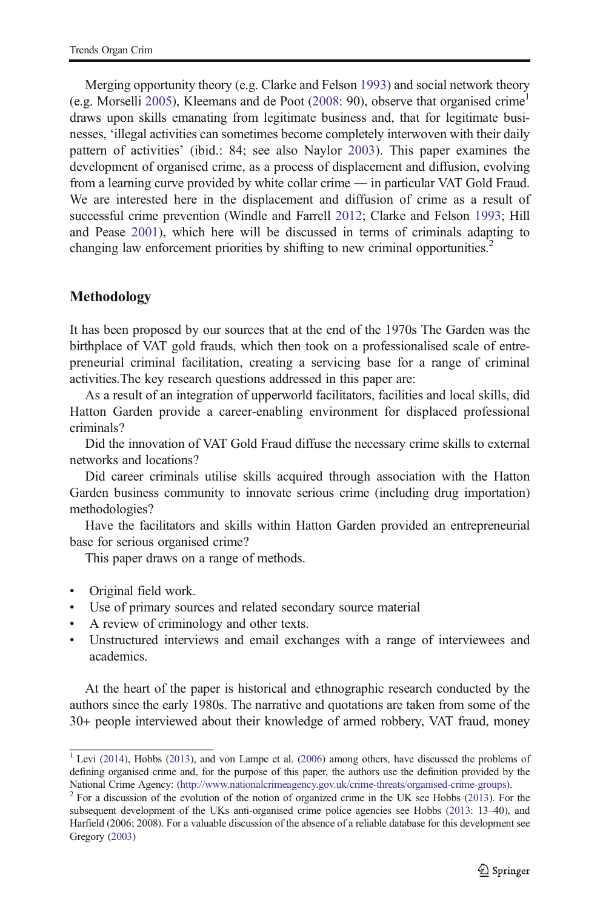Merging opportunity theory (e.g. Clarke and Felson 1993) and social network theory (e.g. Morselli 2005), Kleemans and de Poot (2008: 90), observe that organised crime[1] draws upon skills emanating from legitimate business and, that for legitimate businesses, 'illegal activities can sometimes become completely interwoven with their daily pattern of activities' (ibid.: 84; see also Naylor 2003). This paper examines the development of organised crime, as a process of displacement and diffusion, evolving from a learning curve provided by white collar crime — in particular VAT Gold Fraud. We are interested here in the displacement and diffusion of crime as a result of successful crime prevention (Windle and Farrell 2012; Clarke and Felson 1993; Hill and Pease 2001), which here will be discussed in terms of criminals adapting to changing law enforcement priorities by shifting to new criminal opportunities.[2]

## Methodology

It has been proposed by our sources that at the end of the 1970s The Garden was the birthplace of VAT gold frauds, which then took on a professionalised scale of entrepreneurial criminal facilitation, creating a servicing base for a range of criminal activities.The key research questions addressed in this paper are:

As a result of an integration of upperworld facilitators, facilities and local skills, did Hatton Garden provide a career-enabling environment for displaced professional criminals?

Did the innovation of VAT Gold Fraud diffuse the necessary crime skills to external networks and locations?

Did career criminals utilise skills acquired through association with the Hatton Garden business community to innovate serious crime (including drug importation) methodologies?

Have the facilitators and skills within Hatton Garden provided an entrepreneurial base for serious organised crime?

This paper draws on a range of methods.

- Original field work.
- Use of primary sources and related secondary source material
- A review of criminology and other texts.
- Unstructured interviews and email exchanges with a range of interviewees and academics.

At the heart of the paper is historical and ethnographic research conducted by the authors since the early 1980s. The narrative and quotations are taken from some of the 30+ people interviewed about their knowledge of armed robbery, VAT fraud, money

---

[1] Levi (2014), Hobbs (2013), and von Lampe et al. (2006) among others, have discussed the problems of defining organised crime and, for the purpose of this paper, the authors use the definition provided by the National Crime Agency: (http://www.nationalcrimeagency.gov.uk/crime-threats/organised-crime-groups).

[2] For a discussion of the evolution of the notion of organized crime in the UK see Hobbs (2013). For the subsequent development of the UKs anti-organised crime police agencies see Hobbs (2013: 13–40), and Harfield (2006; 2008). For a valuable discussion of the absence of a reliable database for this development see Gregory (2003)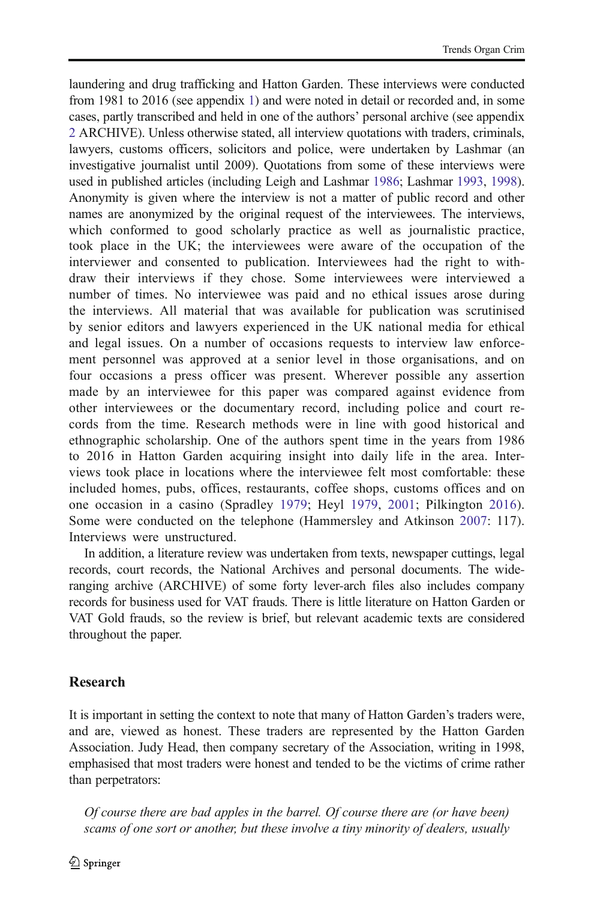laundering and drug trafficking and Hatton Garden. These interviews were conducted from 1981 to 2016 (see appendix 1) and were noted in detail or recorded and, in some cases, partly transcribed and held in one of the authors' personal archive (see appendix 2 ARCHIVE). Unless otherwise stated, all interview quotations with traders, criminals, lawyers, customs officers, solicitors and police, were undertaken by Lashmar (an investigative journalist until 2009). Quotations from some of these interviews were used in published articles (including Leigh and Lashmar 1986; Lashmar 1993, 1998). Anonymity is given where the interview is not a matter of public record and other names are anonymized by the original request of the interviewees. The interviews, which conformed to good scholarly practice as well as journalistic practice, took place in the UK; the interviewees were aware of the occupation of the interviewer and consented to publication. Interviewees had the right to withdraw their interviews if they chose. Some interviewees were interviewed a number of times. No interviewee was paid and no ethical issues arose during the interviews. All material that was available for publication was scrutinised by senior editors and lawyers experienced in the UK national media for ethical and legal issues. On a number of occasions requests to interview law enforcement personnel was approved at a senior level in those organisations, and on four occasions a press officer was present. Wherever possible any assertion made by an interviewee for this paper was compared against evidence from other interviewees or the documentary record, including police and court records from the time. Research methods were in line with good historical and ethnographic scholarship. One of the authors spent time in the years from 1986 to 2016 in Hatton Garden acquiring insight into daily life in the area. Interviews took place in locations where the interviewee felt most comfortable: these included homes, pubs, offices, restaurants, coffee shops, customs offices and on one occasion in a casino (Spradley 1979; Heyl 1979, 2001; Pilkington 2016). Some were conducted on the telephone (Hammersley and Atkinson 2007: 117). Interviews were unstructured.

In addition, a literature review was undertaken from texts, newspaper cuttings, legal records, court records, the National Archives and personal documents. The wide-ranging archive (ARCHIVE) of some forty lever-arch files also includes company records for business used for VAT frauds. There is little literature on Hatton Garden or VAT Gold frauds, so the review is brief, but relevant academic texts are considered throughout the paper.

## Research

It is important in setting the context to note that many of Hatton Garden's traders were, and are, viewed as honest. These traders are represented by the Hatton Garden Association. Judy Head, then company secretary of the Association, writing in 1998, emphasised that most traders were honest and tended to be the victims of crime rather than perpetrators:

*Of course there are bad apples in the barrel. Of course there are (or have been) scams of one sort or another, but these involve a tiny minority of dealers, usually*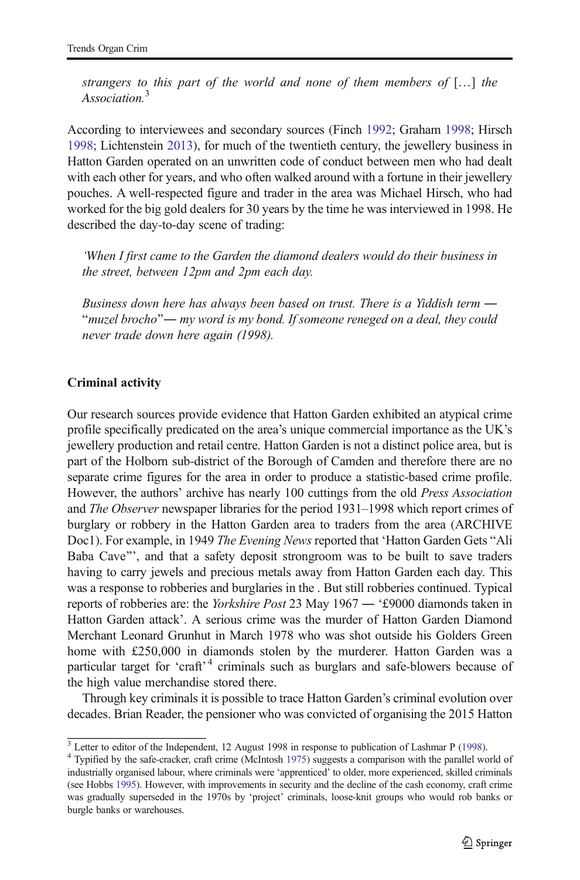*strangers to this part of the world and none of them members of […] the Association.*[3]

According to interviewees and secondary sources (Finch 1992; Graham 1998; Hirsch 1998; Lichtenstein 2013), for much of the twentieth century, the jewellery business in Hatton Garden operated on an unwritten code of conduct between men who had dealt with each other for years, and who often walked around with a fortune in their jewellery pouches. A well-respected figure and trader in the area was Michael Hirsch, who had worked for the big gold dealers for 30 years by the time he was interviewed in 1998. He described the day-to-day scene of trading:

*'When I first came to the Garden the diamond dealers would do their business in the street, between 12pm and 2pm each day.*

*Business down here has always been based on trust. There is a Yiddish term — "muzel brocho"— my word is my bond. If someone reneged on a deal, they could never trade down here again (1998).*

**Criminal activity**

Our research sources provide evidence that Hatton Garden exhibited an atypical crime profile specifically predicated on the area's unique commercial importance as the UK's jewellery production and retail centre. Hatton Garden is not a distinct police area, but is part of the Holborn sub-district of the Borough of Camden and therefore there are no separate crime figures for the area in order to produce a statistic-based crime profile. However, the authors' archive has nearly 100 cuttings from the old *Press Association* and *The Observer* newspaper libraries for the period 1931–1998 which report crimes of burglary or robbery in the Hatton Garden area to traders from the area (ARCHIVE Doc1). For example, in 1949 *The Evening News* reported that 'Hatton Garden Gets "Ali Baba Cave"', and that a safety deposit strongroom was to be built to save traders having to carry jewels and precious metals away from Hatton Garden each day. This was a response to robberies and burglaries in the . But still robberies continued. Typical reports of robberies are: the *Yorkshire Post* 23 May 1967 — '£9000 diamonds taken in Hatton Garden attack'. A serious crime was the murder of Hatton Garden Diamond Merchant Leonard Grunhut in March 1978 who was shot outside his Golders Green home with £250,000 in diamonds stolen by the murderer. Hatton Garden was a particular target for 'craft'[4] criminals such as burglars and safe-blowers because of the high value merchandise stored there.

Through key criminals it is possible to trace Hatton Garden's criminal evolution over decades. Brian Reader, the pensioner who was convicted of organising the 2015 Hatton

---

[3] Letter to editor of the Independent, 12 August 1998 in response to publication of Lashmar P (1998).

[4] Typified by the safe-cracker, craft crime (McIntosh 1975) suggests a comparison with the parallel world of industrially organised labour, where criminals were 'apprenticed' to older, more experienced, skilled criminals (see Hobbs 1995). However, with improvements in security and the decline of the cash economy, craft crime was gradually superseded in the 1970s by 'project' criminals, loose-knit groups who would rob banks or burgle banks or warehouses.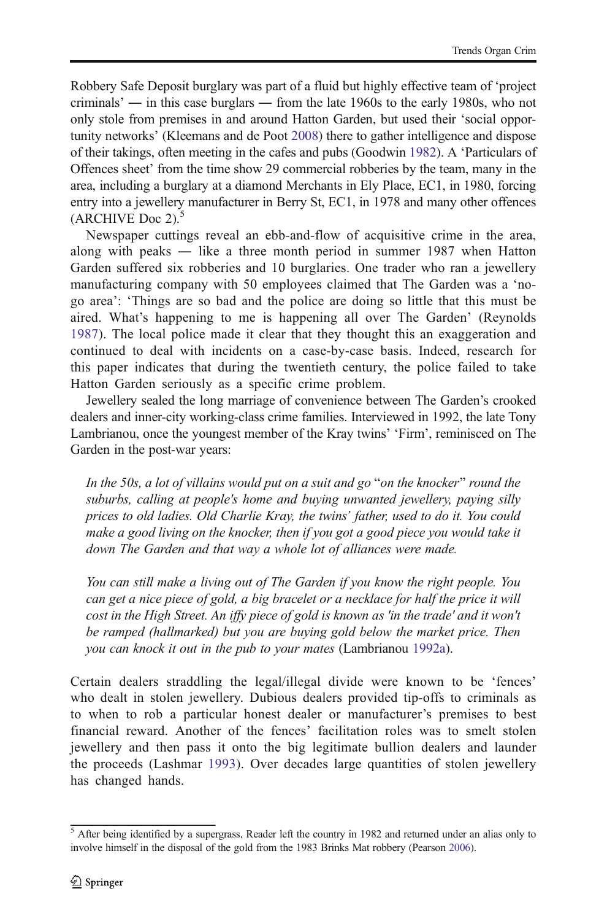Robbery Safe Deposit burglary was part of a fluid but highly effective team of 'project criminals' — in this case burglars — from the late 1960s to the early 1980s, who not only stole from premises in and around Hatton Garden, but used their 'social opportunity networks' (Kleemans and de Poot 2008) there to gather intelligence and dispose of their takings, often meeting in the cafes and pubs (Goodwin 1982). A 'Particulars of Offences sheet' from the time show 29 commercial robberies by the team, many in the area, including a burglary at a diamond Merchants in Ely Place, EC1, in 1980, forcing entry into a jewellery manufacturer in Berry St, EC1, in 1978 and many other offences (ARCHIVE Doc 2).[5]

Newspaper cuttings reveal an ebb-and-flow of acquisitive crime in the area, along with peaks — like a three month period in summer 1987 when Hatton Garden suffered six robberies and 10 burglaries. One trader who ran a jewellery manufacturing company with 50 employees claimed that The Garden was a 'no-go area': 'Things are so bad and the police are doing so little that this must be aired. What's happening to me is happening all over The Garden' (Reynolds 1987). The local police made it clear that they thought this an exaggeration and continued to deal with incidents on a case-by-case basis. Indeed, research for this paper indicates that during the twentieth century, the police failed to take Hatton Garden seriously as a specific crime problem.

Jewellery sealed the long marriage of convenience between The Garden's crooked dealers and inner-city working-class crime families. Interviewed in 1992, the late Tony Lambrianou, once the youngest member of the Kray twins' 'Firm', reminisced on The Garden in the post-war years:

> *In the 50s, a lot of villains would put on a suit and go "on the knocker" round the suburbs, calling at people's home and buying unwanted jewellery, paying silly prices to old ladies. Old Charlie Kray, the twins' father, used to do it. You could make a good living on the knocker, then if you got a good piece you would take it down The Garden and that way a whole lot of alliances were made.*
>
> *You can still make a living out of The Garden if you know the right people. You can get a nice piece of gold, a big bracelet or a necklace for half the price it will cost in the High Street. An iffy piece of gold is known as 'in the trade' and it won't be ramped (hallmarked) but you are buying gold below the market price. Then you can knock it out in the pub to your mates* (Lambrianou 1992a).

Certain dealers straddling the legal/illegal divide were known to be 'fences' who dealt in stolen jewellery. Dubious dealers provided tip-offs to criminals as to when to rob a particular honest dealer or manufacturer's premises to best financial reward. Another of the fences' facilitation roles was to smelt stolen jewellery and then pass it onto the big legitimate bullion dealers and launder the proceeds (Lashmar 1993). Over decades large quantities of stolen jewellery has changed hands.

[5] After being identified by a supergrass, Reader left the country in 1982 and returned under an alias only to involve himself in the disposal of the gold from the 1983 Brinks Mat robbery (Pearson 2006).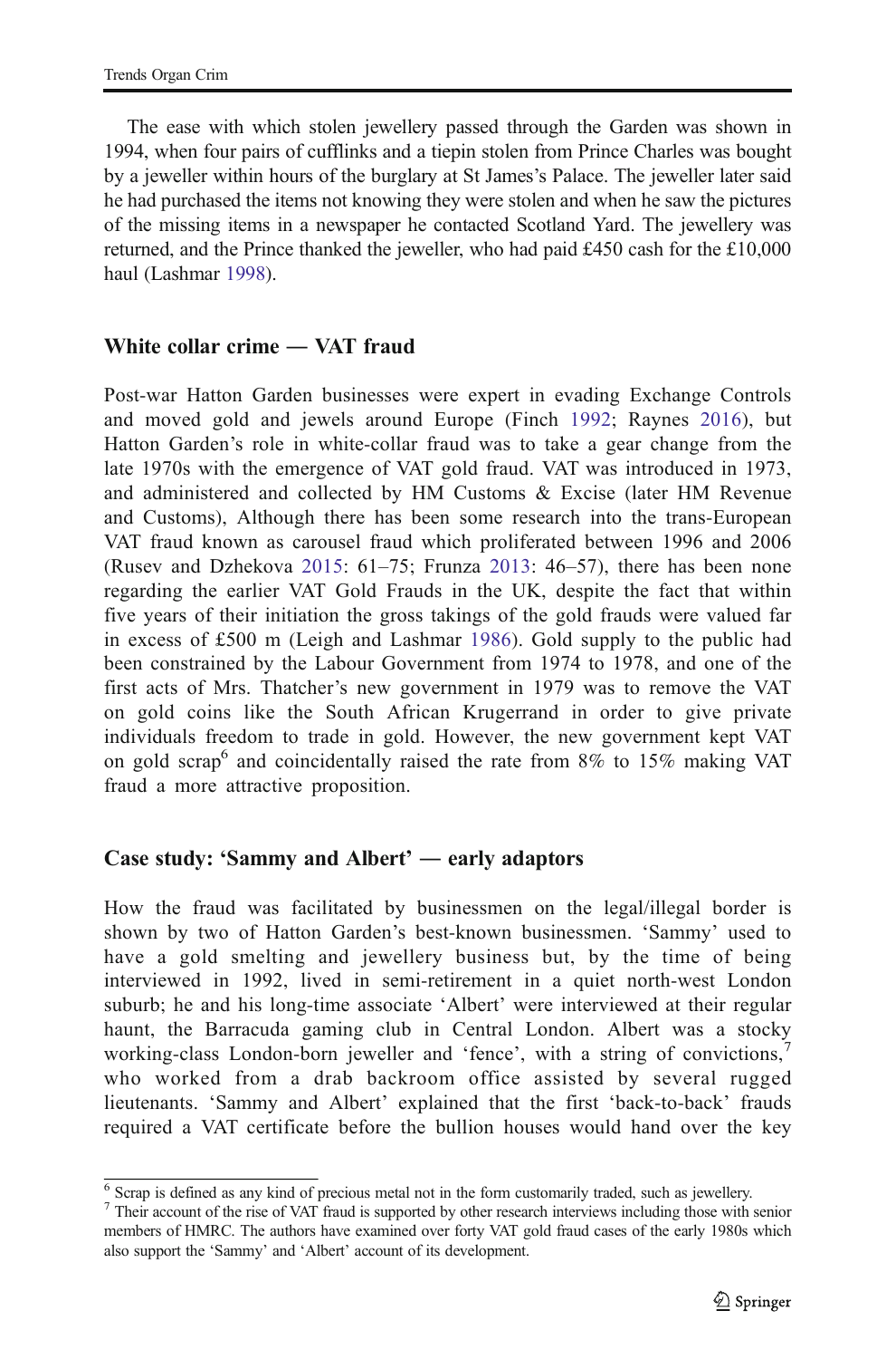The ease with which stolen jewellery passed through the Garden was shown in 1994, when four pairs of cufflinks and a tiepin stolen from Prince Charles was bought by a jeweller within hours of the burglary at St James's Palace. The jeweller later said he had purchased the items not knowing they were stolen and when he saw the pictures of the missing items in a newspaper he contacted Scotland Yard. The jewellery was returned, and the Prince thanked the jeweller, who had paid £450 cash for the £10,000 haul (Lashmar 1998).

## White collar crime — VAT fraud

Post-war Hatton Garden businesses were expert in evading Exchange Controls and moved gold and jewels around Europe (Finch 1992; Raynes 2016), but Hatton Garden's role in white-collar fraud was to take a gear change from the late 1970s with the emergence of VAT gold fraud. VAT was introduced in 1973, and administered and collected by HM Customs & Excise (later HM Revenue and Customs), Although there has been some research into the trans-European VAT fraud known as carousel fraud which proliferated between 1996 and 2006 (Rusev and Dzhekova 2015: 61–75; Frunza 2013: 46–57), there has been none regarding the earlier VAT Gold Frauds in the UK, despite the fact that within five years of their initiation the gross takings of the gold frauds were valued far in excess of £500 m (Leigh and Lashmar 1986). Gold supply to the public had been constrained by the Labour Government from 1974 to 1978, and one of the first acts of Mrs. Thatcher's new government in 1979 was to remove the VAT on gold coins like the South African Krugerrand in order to give private individuals freedom to trade in gold. However, the new government kept VAT on gold scrap[6] and coincidentally raised the rate from 8% to 15% making VAT fraud a more attractive proposition.

## Case study: 'Sammy and Albert' — early adaptors

How the fraud was facilitated by businessmen on the legal/illegal border is shown by two of Hatton Garden's best-known businessmen. 'Sammy' used to have a gold smelting and jewellery business but, by the time of being interviewed in 1992, lived in semi-retirement in a quiet north-west London suburb; he and his long-time associate 'Albert' were interviewed at their regular haunt, the Barracuda gaming club in Central London. Albert was a stocky working-class London-born jeweller and 'fence', with a string of convictions,[7] who worked from a drab backroom office assisted by several rugged lieutenants. 'Sammy and Albert' explained that the first 'back-to-back' frauds required a VAT certificate before the bullion houses would hand over the key

[6] Scrap is defined as any kind of precious metal not in the form customarily traded, such as jewellery.

[7] Their account of the rise of VAT fraud is supported by other research interviews including those with senior members of HMRC. The authors have examined over forty VAT gold fraud cases of the early 1980s which also support the 'Sammy' and 'Albert' account of its development.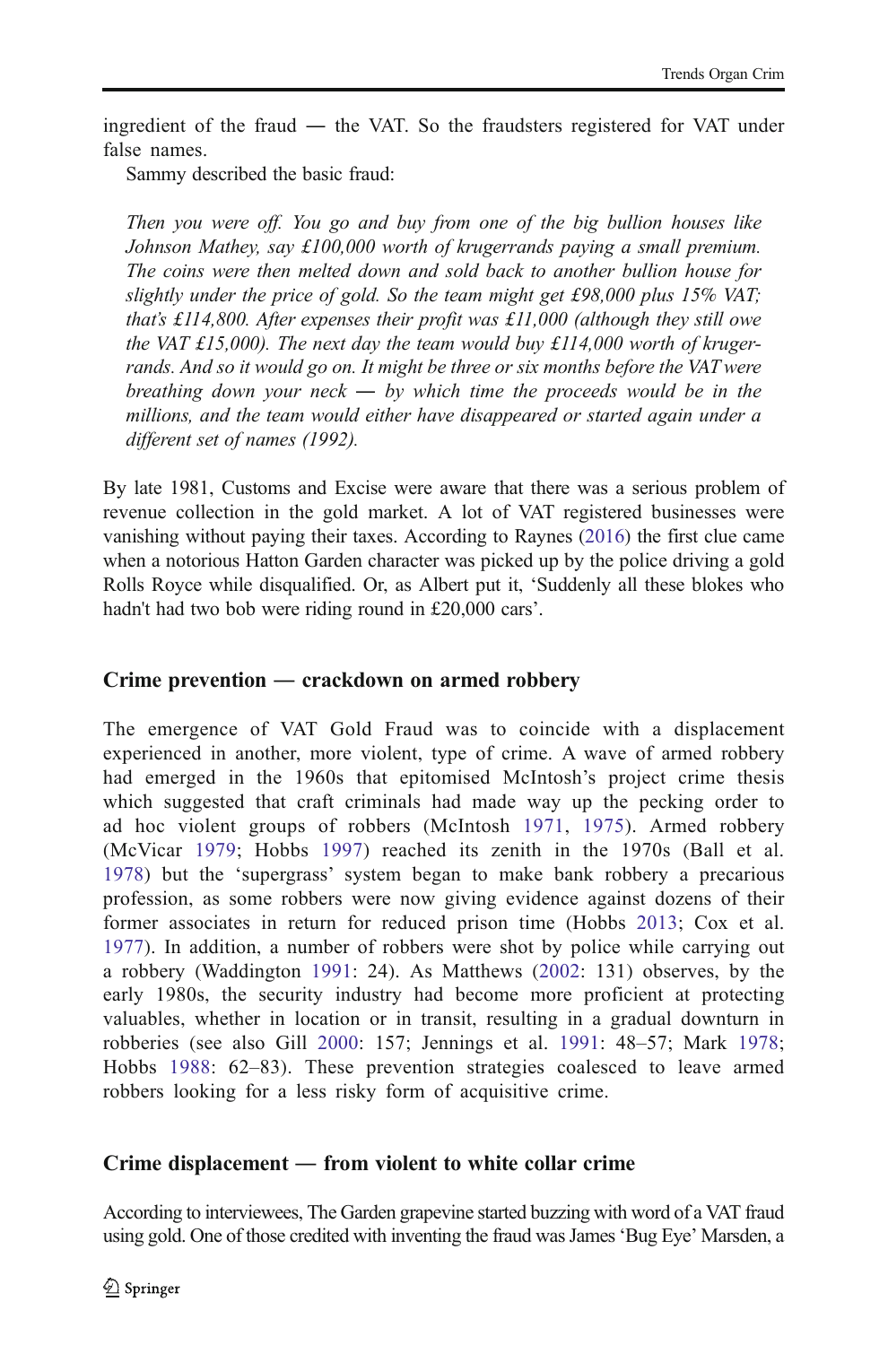ingredient of the fraud — the VAT. So the fraudsters registered for VAT under false names.

Sammy described the basic fraud:

> *Then you were off. You go and buy from one of the big bullion houses like Johnson Mathey, say £100,000 worth of krugerrands paying a small premium. The coins were then melted down and sold back to another bullion house for slightly under the price of gold. So the team might get £98,000 plus 15% VAT; that's £114,800. After expenses their profit was £11,000 (although they still owe the VAT £15,000). The next day the team would buy £114,000 worth of krugerrands. And so it would go on. It might be three or six months before the VAT were breathing down your neck — by which time the proceeds would be in the millions, and the team would either have disappeared or started again under a different set of names (1992).*

By late 1981, Customs and Excise were aware that there was a serious problem of revenue collection in the gold market. A lot of VAT registered businesses were vanishing without paying their taxes. According to Raynes (2016) the first clue came when a notorious Hatton Garden character was picked up by the police driving a gold Rolls Royce while disqualified. Or, as Albert put it, 'Suddenly all these blokes who hadn't had two bob were riding round in £20,000 cars'.

## Crime prevention — crackdown on armed robbery

The emergence of VAT Gold Fraud was to coincide with a displacement experienced in another, more violent, type of crime. A wave of armed robbery had emerged in the 1960s that epitomised McIntosh's project crime thesis which suggested that craft criminals had made way up the pecking order to ad hoc violent groups of robbers (McIntosh 1971, 1975). Armed robbery (McVicar 1979; Hobbs 1997) reached its zenith in the 1970s (Ball et al. 1978) but the 'supergrass' system began to make bank robbery a precarious profession, as some robbers were now giving evidence against dozens of their former associates in return for reduced prison time (Hobbs 2013; Cox et al. 1977). In addition, a number of robbers were shot by police while carrying out a robbery (Waddington 1991: 24). As Matthews (2002: 131) observes, by the early 1980s, the security industry had become more proficient at protecting valuables, whether in location or in transit, resulting in a gradual downturn in robberies (see also Gill 2000: 157; Jennings et al. 1991: 48–57; Mark 1978; Hobbs 1988: 62–83). These prevention strategies coalesced to leave armed robbers looking for a less risky form of acquisitive crime.

## Crime displacement — from violent to white collar crime

According to interviewees, The Garden grapevine started buzzing with word of a VAT fraud using gold. One of those credited with inventing the fraud was James 'Bug Eye' Marsden, a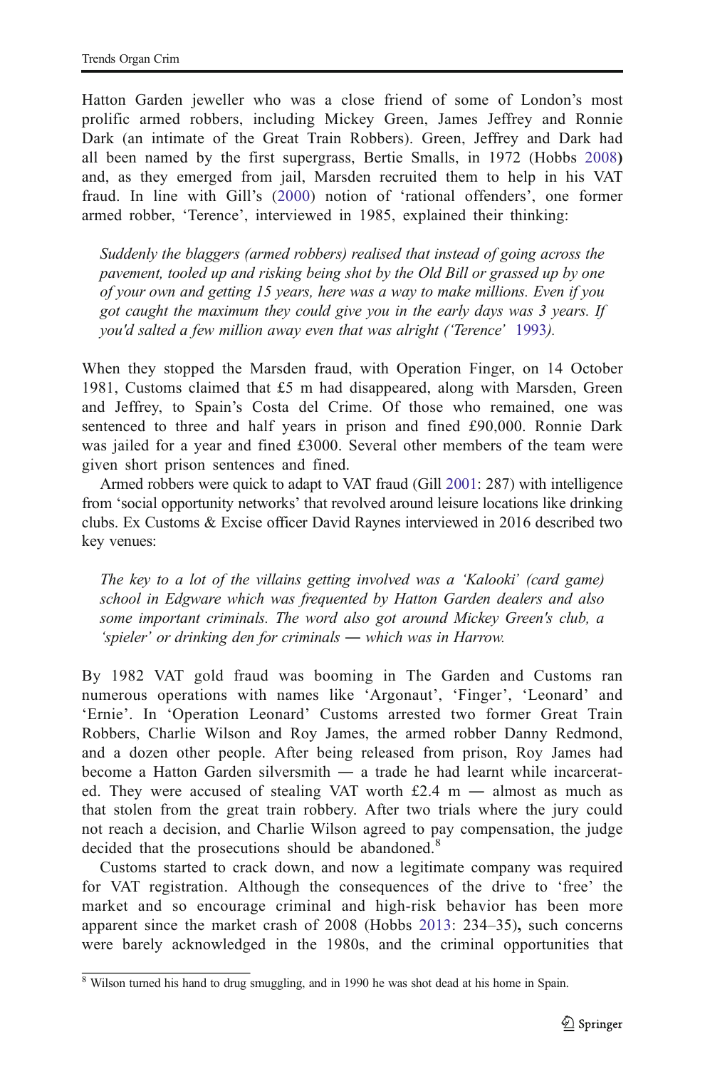Hatton Garden jeweller who was a close friend of some of London's most prolific armed robbers, including Mickey Green, James Jeffrey and Ronnie Dark (an intimate of the Great Train Robbers). Green, Jeffrey and Dark had all been named by the first supergrass, Bertie Smalls, in 1972 (Hobbs 2008) and, as they emerged from jail, Marsden recruited them to help in his VAT fraud. In line with Gill's (2000) notion of 'rational offenders', one former armed robber, 'Terence', interviewed in 1985, explained their thinking:

> *Suddenly the blaggers (armed robbers) realised that instead of going across the pavement, tooled up and risking being shot by the Old Bill or grassed up by one of your own and getting 15 years, here was a way to make millions. Even if you got caught the maximum they could give you in the early days was 3 years. If you'd salted a few million away even that was alright ('Terence' 1993).*

When they stopped the Marsden fraud, with Operation Finger, on 14 October 1981, Customs claimed that £5 m had disappeared, along with Marsden, Green and Jeffrey, to Spain's Costa del Crime. Of those who remained, one was sentenced to three and half years in prison and fined £90,000. Ronnie Dark was jailed for a year and fined £3000. Several other members of the team were given short prison sentences and fined.

Armed robbers were quick to adapt to VAT fraud (Gill 2001: 287) with intelligence from 'social opportunity networks' that revolved around leisure locations like drinking clubs. Ex Customs & Excise officer David Raynes interviewed in 2016 described two key venues:

> *The key to a lot of the villains getting involved was a 'Kalooki' (card game) school in Edgware which was frequented by Hatton Garden dealers and also some important criminals. The word also got around Mickey Green's club, a 'spieler' or drinking den for criminals — which was in Harrow.*

By 1982 VAT gold fraud was booming in The Garden and Customs ran numerous operations with names like 'Argonaut', 'Finger', 'Leonard' and 'Ernie'. In 'Operation Leonard' Customs arrested two former Great Train Robbers, Charlie Wilson and Roy James, the armed robber Danny Redmond, and a dozen other people. After being released from prison, Roy James had become a Hatton Garden silversmith — a trade he had learnt while incarcerated. They were accused of stealing VAT worth £2.4 m — almost as much as that stolen from the great train robbery. After two trials where the jury could not reach a decision, and Charlie Wilson agreed to pay compensation, the judge decided that the prosecutions should be abandoned.[8]

Customs started to crack down, and now a legitimate company was required for VAT registration. Although the consequences of the drive to 'free' the market and so encourage criminal and high-risk behavior has been more apparent since the market crash of 2008 (Hobbs 2013: 234–35), such concerns were barely acknowledged in the 1980s, and the criminal opportunities that

[8] Wilson turned his hand to drug smuggling, and in 1990 he was shot dead at his home in Spain.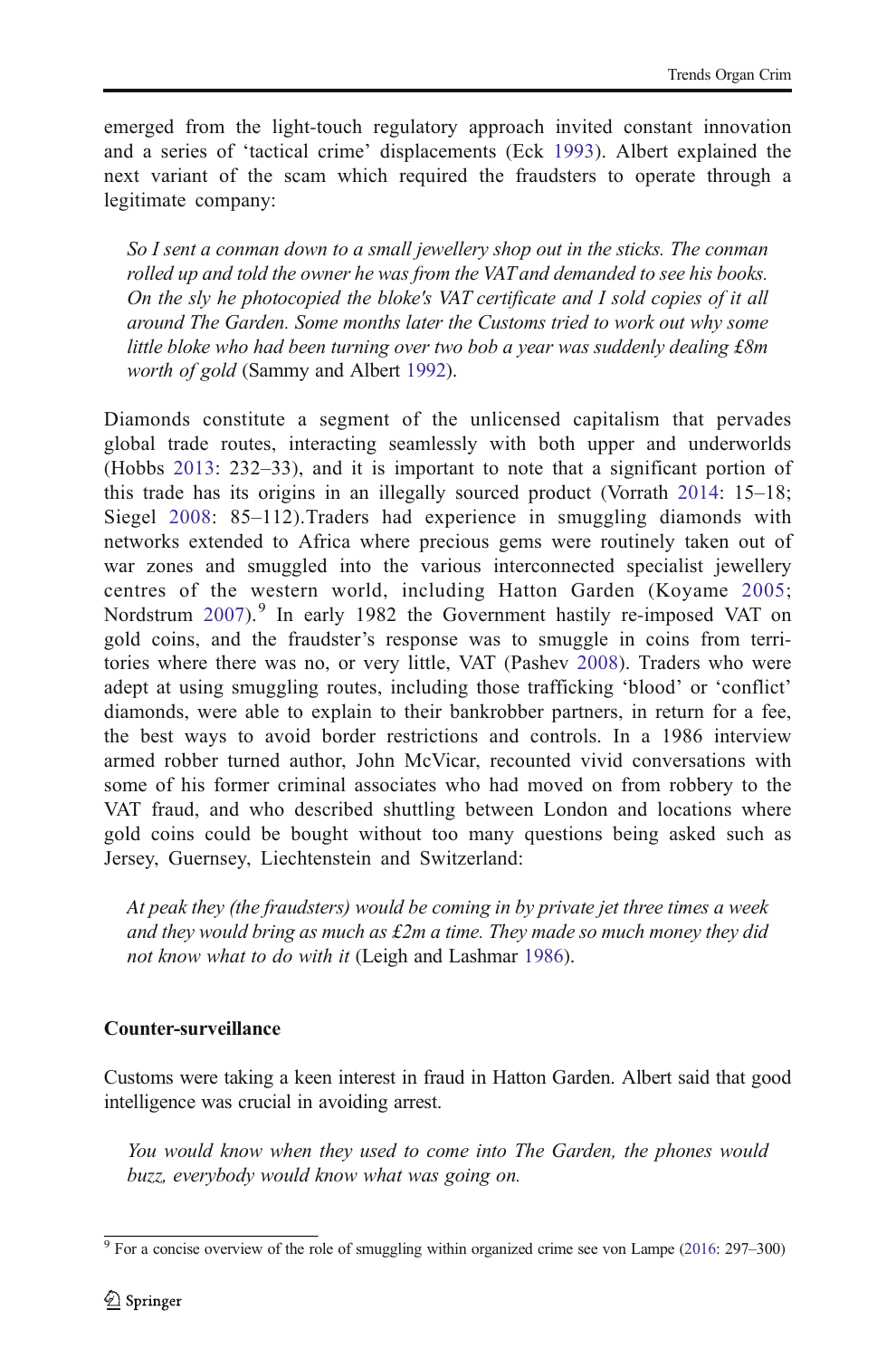emerged from the light-touch regulatory approach invited constant innovation and a series of 'tactical crime' displacements (Eck 1993). Albert explained the next variant of the scam which required the fraudsters to operate through a legitimate company:

> *So I sent a conman down to a small jewellery shop out in the sticks. The conman rolled up and told the owner he was from the VAT and demanded to see his books. On the sly he photocopied the bloke's VAT certificate and I sold copies of it all around The Garden. Some months later the Customs tried to work out why some little bloke who had been turning over two bob a year was suddenly dealing £8m worth of gold* (Sammy and Albert 1992).

Diamonds constitute a segment of the unlicensed capitalism that pervades global trade routes, interacting seamlessly with both upper and underworlds (Hobbs 2013: 232–33), and it is important to note that a significant portion of this trade has its origins in an illegally sourced product (Vorrath 2014: 15–18; Siegel 2008: 85–112).Traders had experience in smuggling diamonds with networks extended to Africa where precious gems were routinely taken out of war zones and smuggled into the various interconnected specialist jewellery centres of the western world, including Hatton Garden (Koyame 2005; Nordstrum 2007).[9] In early 1982 the Government hastily re-imposed VAT on gold coins, and the fraudster's response was to smuggle in coins from territories where there was no, or very little, VAT (Pashev 2008). Traders who were adept at using smuggling routes, including those trafficking 'blood' or 'conflict' diamonds, were able to explain to their bankrobber partners, in return for a fee, the best ways to avoid border restrictions and controls. In a 1986 interview armed robber turned author, John McVicar, recounted vivid conversations with some of his former criminal associates who had moved on from robbery to the VAT fraud, and who described shuttling between London and locations where gold coins could be bought without too many questions being asked such as Jersey, Guernsey, Liechtenstein and Switzerland:

> *At peak they (the fraudsters) would be coming in by private jet three times a week and they would bring as much as £2m a time. They made so much money they did not know what to do with it* (Leigh and Lashmar 1986).

## Counter-surveillance

Customs were taking a keen interest in fraud in Hatton Garden. Albert said that good intelligence was crucial in avoiding arrest.

> *You would know when they used to come into The Garden, the phones would buzz, everybody would know what was going on.*

[9] For a concise overview of the role of smuggling within organized crime see von Lampe (2016: 297–300)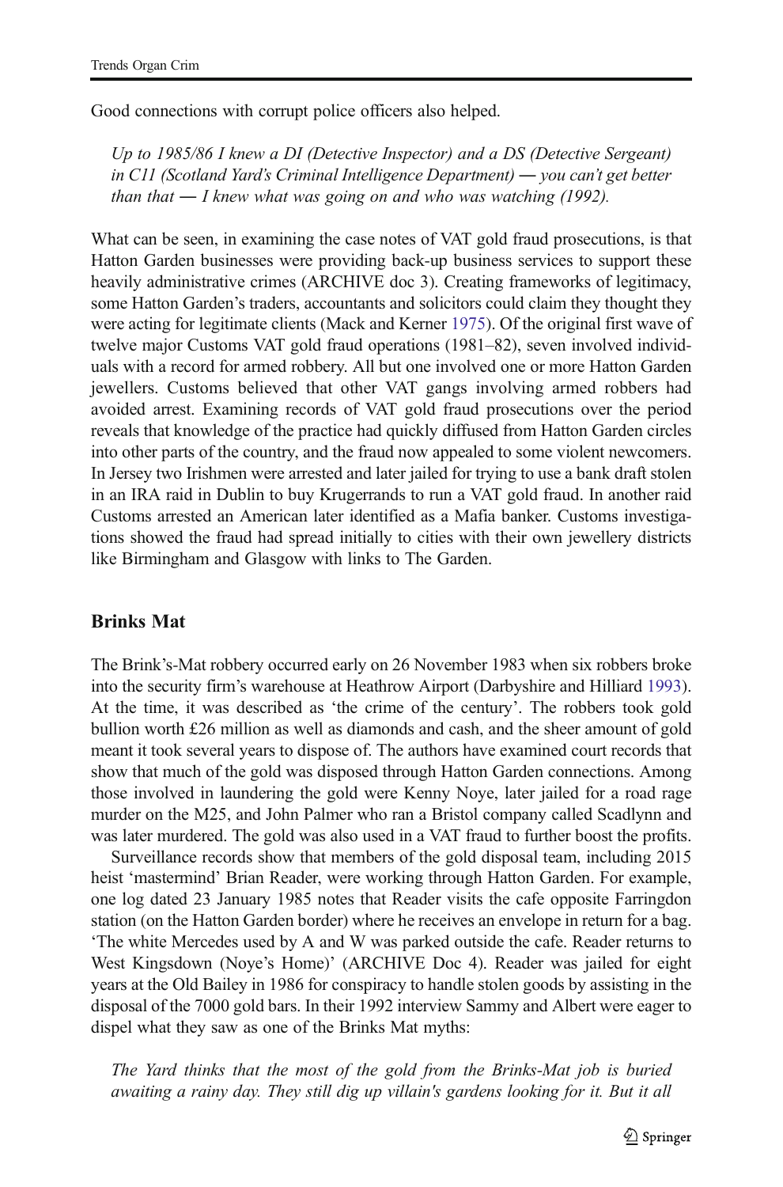Good connections with corrupt police officers also helped.

> *Up to 1985/86 I knew a DI (Detective Inspector) and a DS (Detective Sergeant) in C11 (Scotland Yard's Criminal Intelligence Department) — you can't get better than that — I knew what was going on and who was watching (1992).*

What can be seen, in examining the case notes of VAT gold fraud prosecutions, is that Hatton Garden businesses were providing back-up business services to support these heavily administrative crimes (ARCHIVE doc 3). Creating frameworks of legitimacy, some Hatton Garden's traders, accountants and solicitors could claim they thought they were acting for legitimate clients (Mack and Kerner 1975). Of the original first wave of twelve major Customs VAT gold fraud operations (1981–82), seven involved individuals with a record for armed robbery. All but one involved one or more Hatton Garden jewellers. Customs believed that other VAT gangs involving armed robbers had avoided arrest. Examining records of VAT gold fraud prosecutions over the period reveals that knowledge of the practice had quickly diffused from Hatton Garden circles into other parts of the country, and the fraud now appealed to some violent newcomers. In Jersey two Irishmen were arrested and later jailed for trying to use a bank draft stolen in an IRA raid in Dublin to buy Krugerrands to run a VAT gold fraud. In another raid Customs arrested an American later identified as a Mafia banker. Customs investigations showed the fraud had spread initially to cities with their own jewellery districts like Birmingham and Glasgow with links to The Garden.

## Brinks Mat

The Brink's-Mat robbery occurred early on 26 November 1983 when six robbers broke into the security firm's warehouse at Heathrow Airport (Darbyshire and Hilliard 1993). At the time, it was described as 'the crime of the century'. The robbers took gold bullion worth £26 million as well as diamonds and cash, and the sheer amount of gold meant it took several years to dispose of. The authors have examined court records that show that much of the gold was disposed through Hatton Garden connections. Among those involved in laundering the gold were Kenny Noye, later jailed for a road rage murder on the M25, and John Palmer who ran a Bristol company called Scadlynn and was later murdered. The gold was also used in a VAT fraud to further boost the profits.

Surveillance records show that members of the gold disposal team, including 2015 heist 'mastermind' Brian Reader, were working through Hatton Garden. For example, one log dated 23 January 1985 notes that Reader visits the cafe opposite Farringdon station (on the Hatton Garden border) where he receives an envelope in return for a bag. 'The white Mercedes used by A and W was parked outside the cafe. Reader returns to West Kingsdown (Noye's Home)' (ARCHIVE Doc 4). Reader was jailed for eight years at the Old Bailey in 1986 for conspiracy to handle stolen goods by assisting in the disposal of the 7000 gold bars. In their 1992 interview Sammy and Albert were eager to dispel what they saw as one of the Brinks Mat myths:

> *The Yard thinks that the most of the gold from the Brinks-Mat job is buried awaiting a rainy day. They still dig up villain's gardens looking for it. But it all*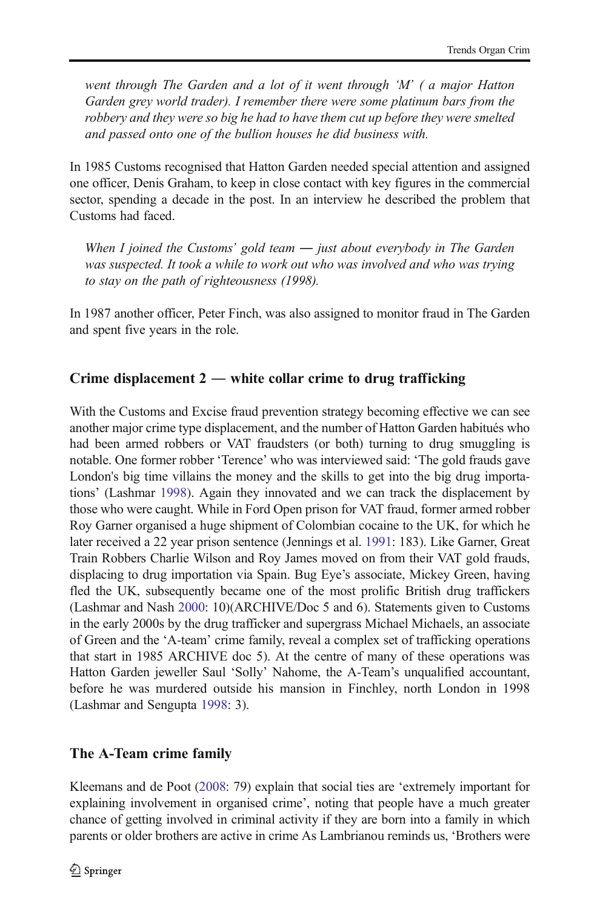*went through The Garden and a lot of it went through 'M' ( a major Hatton Garden grey world trader). I remember there were some platinum bars from the robbery and they were so big he had to have them cut up before they were smelted and passed onto one of the bullion houses he did business with.*

In 1985 Customs recognised that Hatton Garden needed special attention and assigned one officer, Denis Graham, to keep in close contact with key figures in the commercial sector, spending a decade in the post. In an interview he described the problem that Customs had faced.

*When I joined the Customs' gold team — just about everybody in The Garden was suspected. It took a while to work out who was involved and who was trying to stay on the path of righteousness (1998).*

In 1987 another officer, Peter Finch, was also assigned to monitor fraud in The Garden and spent five years in the role.

## Crime displacement 2 — white collar crime to drug trafficking

With the Customs and Excise fraud prevention strategy becoming effective we can see another major crime type displacement, and the number of Hatton Garden habitués who had been armed robbers or VAT fraudsters (or both) turning to drug smuggling is notable. One former robber 'Terence' who was interviewed said: 'The gold frauds gave London's big time villains the money and the skills to get into the big drug importations' (Lashmar 1998). Again they innovated and we can track the displacement by those who were caught. While in Ford Open prison for VAT fraud, former armed robber Roy Garner organised a huge shipment of Colombian cocaine to the UK, for which he later received a 22 year prison sentence (Jennings et al. 1991: 183). Like Garner, Great Train Robbers Charlie Wilson and Roy James moved on from their VAT gold frauds, displacing to drug importation via Spain. Bug Eye's associate, Mickey Green, having fled the UK, subsequently became one of the most prolific British drug traffickers (Lashmar and Nash 2000: 10)(ARCHIVE/Doc 5 and 6). Statements given to Customs in the early 2000s by the drug trafficker and supergrass Michael Michaels, an associate of Green and the 'A-team' crime family, reveal a complex set of trafficking operations that start in 1985 ARCHIVE doc 5). At the centre of many of these operations was Hatton Garden jeweller Saul 'Solly' Nahome, the A-Team's unqualified accountant, before he was murdered outside his mansion in Finchley, north London in 1998 (Lashmar and Sengupta 1998: 3).

## The A-Team crime family

Kleemans and de Poot (2008: 79) explain that social ties are 'extremely important for explaining involvement in organised crime', noting that people have a much greater chance of getting involved in criminal activity if they are born into a family in which parents or older brothers are active in crime As Lambrianou reminds us, 'Brothers were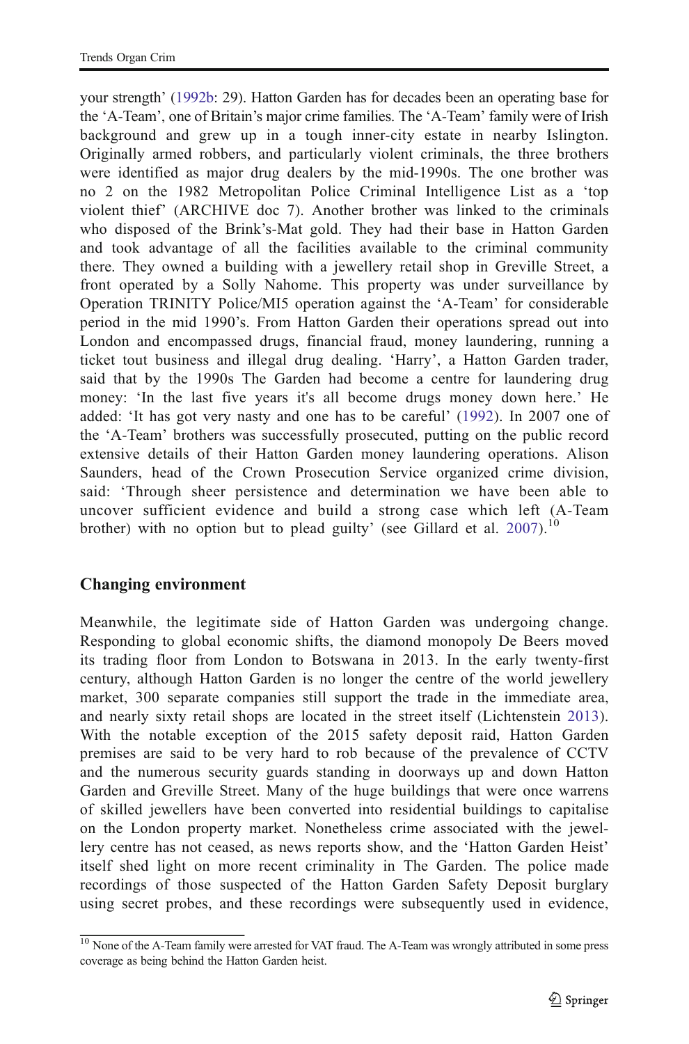your strength' (1992b: 29). Hatton Garden has for decades been an operating base for the 'A-Team', one of Britain's major crime families. The 'A-Team' family were of Irish background and grew up in a tough inner-city estate in nearby Islington. Originally armed robbers, and particularly violent criminals, the three brothers were identified as major drug dealers by the mid-1990s. The one brother was no 2 on the 1982 Metropolitan Police Criminal Intelligence List as a 'top violent thief' (ARCHIVE doc 7). Another brother was linked to the criminals who disposed of the Brink's-Mat gold. They had their base in Hatton Garden and took advantage of all the facilities available to the criminal community there. They owned a building with a jewellery retail shop in Greville Street, a front operated by a Solly Nahome. This property was under surveillance by Operation TRINITY Police/MI5 operation against the 'A-Team' for considerable period in the mid 1990's. From Hatton Garden their operations spread out into London and encompassed drugs, financial fraud, money laundering, running a ticket tout business and illegal drug dealing. 'Harry', a Hatton Garden trader, said that by the 1990s The Garden had become a centre for laundering drug money: 'In the last five years it's all become drugs money down here.' He added: 'It has got very nasty and one has to be careful' (1992). In 2007 one of the 'A-Team' brothers was successfully prosecuted, putting on the public record extensive details of their Hatton Garden money laundering operations. Alison Saunders, head of the Crown Prosecution Service organized crime division, said: 'Through sheer persistence and determination we have been able to uncover sufficient evidence and build a strong case which left (A-Team brother) with no option but to plead guilty' (see Gillard et al. 2007).[10]

## Changing environment

Meanwhile, the legitimate side of Hatton Garden was undergoing change. Responding to global economic shifts, the diamond monopoly De Beers moved its trading floor from London to Botswana in 2013. In the early twenty-first century, although Hatton Garden is no longer the centre of the world jewellery market, 300 separate companies still support the trade in the immediate area, and nearly sixty retail shops are located in the street itself (Lichtenstein 2013). With the notable exception of the 2015 safety deposit raid, Hatton Garden premises are said to be very hard to rob because of the prevalence of CCTV and the numerous security guards standing in doorways up and down Hatton Garden and Greville Street. Many of the huge buildings that were once warrens of skilled jewellers have been converted into residential buildings to capitalise on the London property market. Nonetheless crime associated with the jewellery centre has not ceased, as news reports show, and the 'Hatton Garden Heist' itself shed light on more recent criminality in The Garden. The police made recordings of those suspected of the Hatton Garden Safety Deposit burglary using secret probes, and these recordings were subsequently used in evidence,

[10] None of the A-Team family were arrested for VAT fraud. The A-Team was wrongly attributed in some press coverage as being behind the Hatton Garden heist.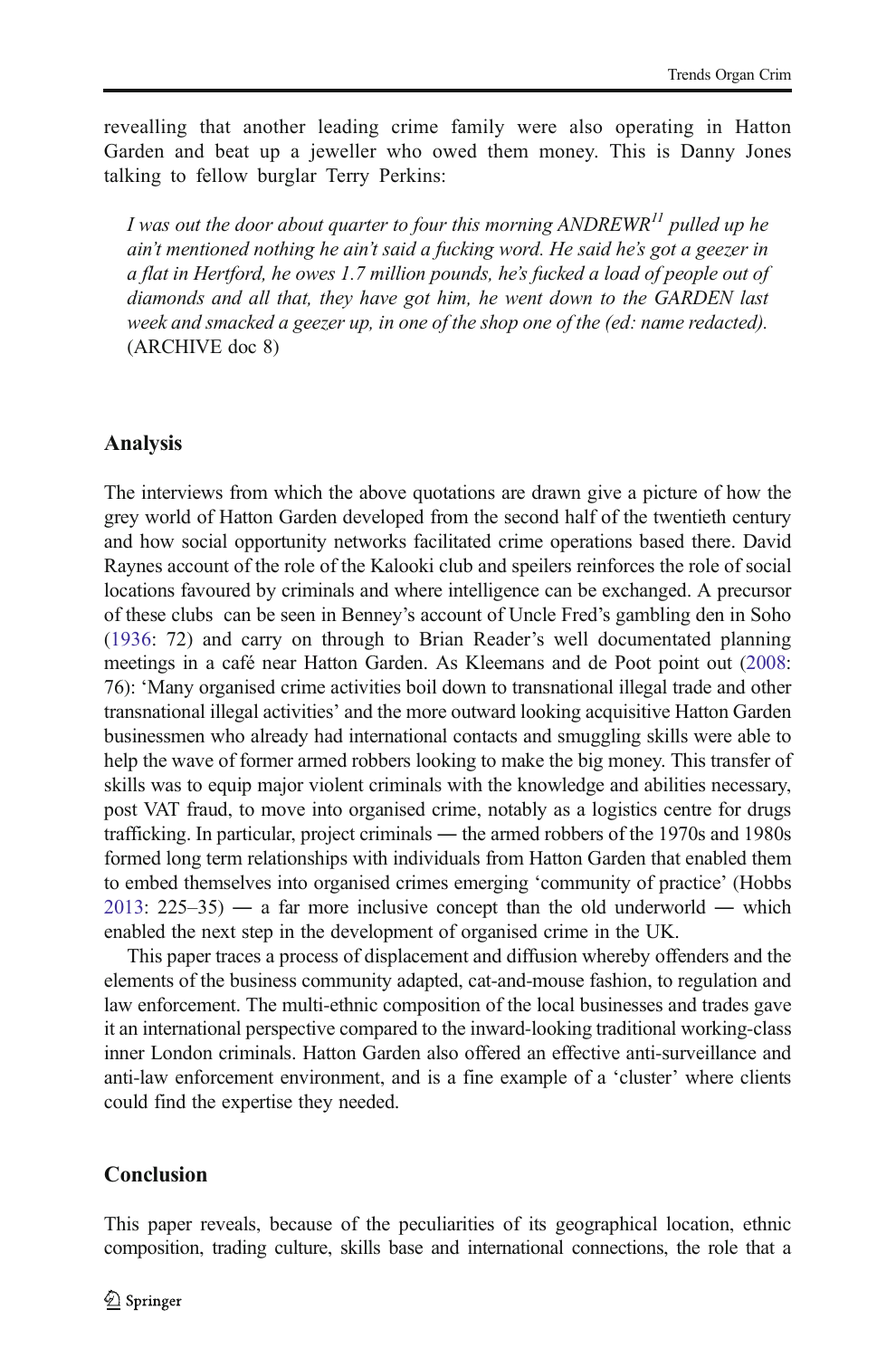revealling that another leading crime family were also operating in Hatton Garden and beat up a jeweller who owed them money. This is Danny Jones talking to fellow burglar Terry Perkins:

> *I was out the door about quarter to four this morning ANDREWR*[11] *pulled up he ain't mentioned nothing he ain't said a fucking word. He said he's got a geezer in a flat in Hertford, he owes 1.7 million pounds, he's fucked a load of people out of diamonds and all that, they have got him, he went down to the GARDEN last week and smacked a geezer up, in one of the shop one of the (ed: name redacted).* (ARCHIVE doc 8)

## Analysis

The interviews from which the above quotations are drawn give a picture of how the grey world of Hatton Garden developed from the second half of the twentieth century and how social opportunity networks facilitated crime operations based there. David Raynes account of the role of the Kalooki club and speilers reinforces the role of social locations favoured by criminals and where intelligence can be exchanged. A precursor of these clubs can be seen in Benney's account of Uncle Fred's gambling den in Soho (1936: 72) and carry on through to Brian Reader's well documentated planning meetings in a café near Hatton Garden. As Kleemans and de Poot point out (2008: 76): 'Many organised crime activities boil down to transnational illegal trade and other transnational illegal activities' and the more outward looking acquisitive Hatton Garden businessmen who already had international contacts and smuggling skills were able to help the wave of former armed robbers looking to make the big money. This transfer of skills was to equip major violent criminals with the knowledge and abilities necessary, post VAT fraud, to move into organised crime, notably as a logistics centre for drugs trafficking. In particular, project criminals — the armed robbers of the 1970s and 1980s formed long term relationships with individuals from Hatton Garden that enabled them to embed themselves into organised crimes emerging 'community of practice' (Hobbs 2013: 225–35) — a far more inclusive concept than the old underworld — which enabled the next step in the development of organised crime in the UK.

This paper traces a process of displacement and diffusion whereby offenders and the elements of the business community adapted, cat-and-mouse fashion, to regulation and law enforcement. The multi-ethnic composition of the local businesses and trades gave it an international perspective compared to the inward-looking traditional working-class inner London criminals. Hatton Garden also offered an effective anti-surveillance and anti-law enforcement environment, and is a fine example of a 'cluster' where clients could find the expertise they needed.

## Conclusion

This paper reveals, because of the peculiarities of its geographical location, ethnic composition, trading culture, skills base and international connections, the role that a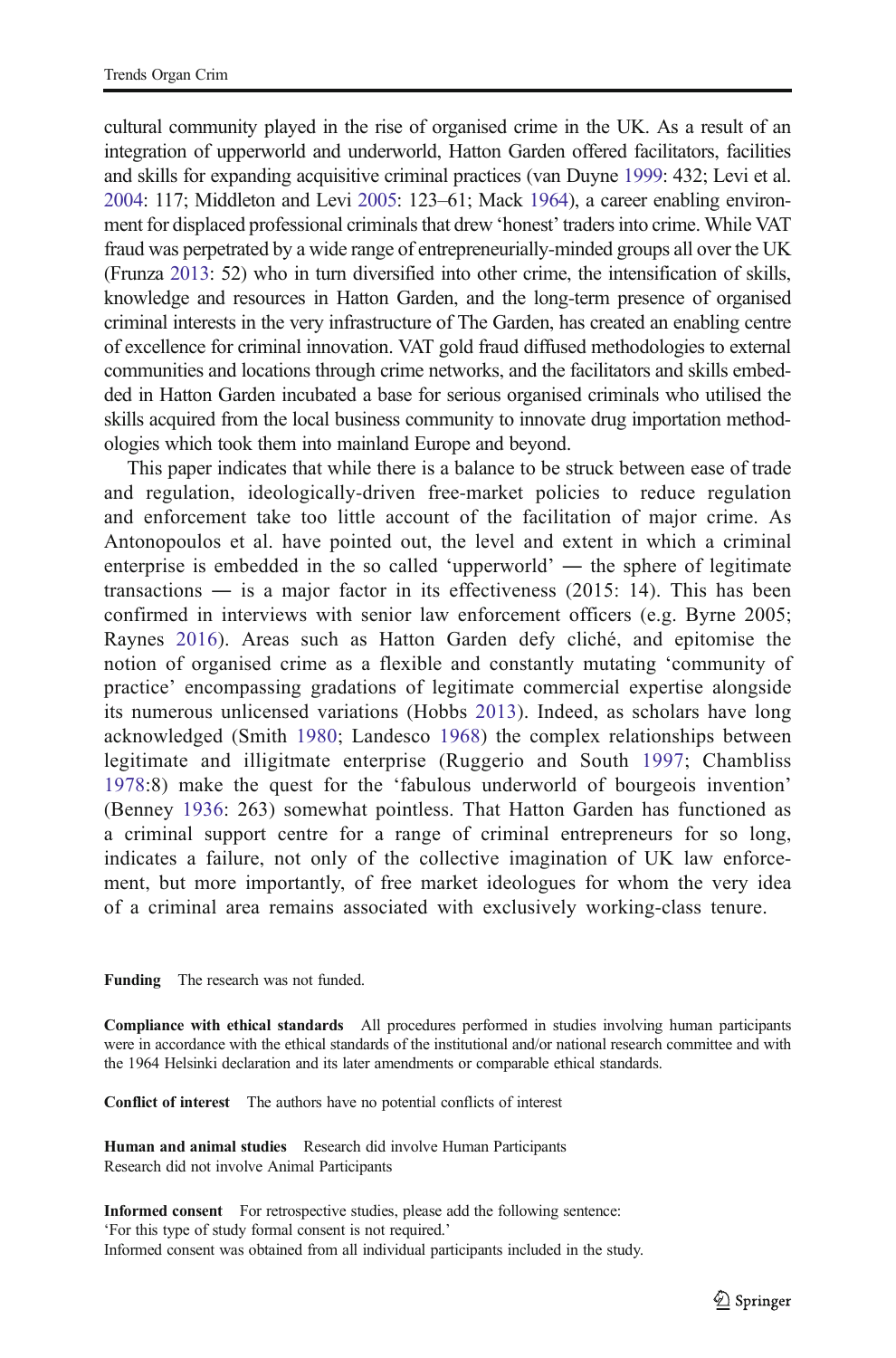cultural community played in the rise of organised crime in the UK. As a result of an integration of upperworld and underworld, Hatton Garden offered facilitators, facilities and skills for expanding acquisitive criminal practices (van Duyne 1999: 432; Levi et al. 2004: 117; Middleton and Levi 2005: 123–61; Mack 1964), a career enabling environment for displaced professional criminals that drew 'honest' traders into crime. While VAT fraud was perpetrated by a wide range of entrepreneurially-minded groups all over the UK (Frunza 2013: 52) who in turn diversified into other crime, the intensification of skills, knowledge and resources in Hatton Garden, and the long-term presence of organised criminal interests in the very infrastructure of The Garden, has created an enabling centre of excellence for criminal innovation. VAT gold fraud diffused methodologies to external communities and locations through crime networks, and the facilitators and skills embedded in Hatton Garden incubated a base for serious organised criminals who utilised the skills acquired from the local business community to innovate drug importation methodologies which took them into mainland Europe and beyond.

This paper indicates that while there is a balance to be struck between ease of trade and regulation, ideologically-driven free-market policies to reduce regulation and enforcement take too little account of the facilitation of major crime. As Antonopoulos et al. have pointed out, the level and extent in which a criminal enterprise is embedded in the so called 'upperworld' — the sphere of legitimate transactions — is a major factor in its effectiveness (2015: 14). This has been confirmed in interviews with senior law enforcement officers (e.g. Byrne 2005; Raynes 2016). Areas such as Hatton Garden defy cliché, and epitomise the notion of organised crime as a flexible and constantly mutating 'community of practice' encompassing gradations of legitimate commercial expertise alongside its numerous unlicensed variations (Hobbs 2013). Indeed, as scholars have long acknowledged (Smith 1980; Landesco 1968) the complex relationships between legitimate and illigitmate enterprise (Ruggerio and South 1997; Chambliss 1978:8) make the quest for the 'fabulous underworld of bourgeois invention' (Benney 1936: 263) somewhat pointless. That Hatton Garden has functioned as a criminal support centre for a range of criminal entrepreneurs for so long, indicates a failure, not only of the collective imagination of UK law enforcement, but more importantly, of free market ideologues for whom the very idea of a criminal area remains associated with exclusively working-class tenure.

**Funding** The research was not funded.

**Compliance with ethical standards** All procedures performed in studies involving human participants were in accordance with the ethical standards of the institutional and/or national research committee and with the 1964 Helsinki declaration and its later amendments or comparable ethical standards.

**Conflict of interest** The authors have no potential conflicts of interest

**Human and animal studies** Research did involve Human Participants
Research did not involve Animal Participants

**Informed consent** For retrospective studies, please add the following sentence:
'For this type of study formal consent is not required.'
Informed consent was obtained from all individual participants included in the study.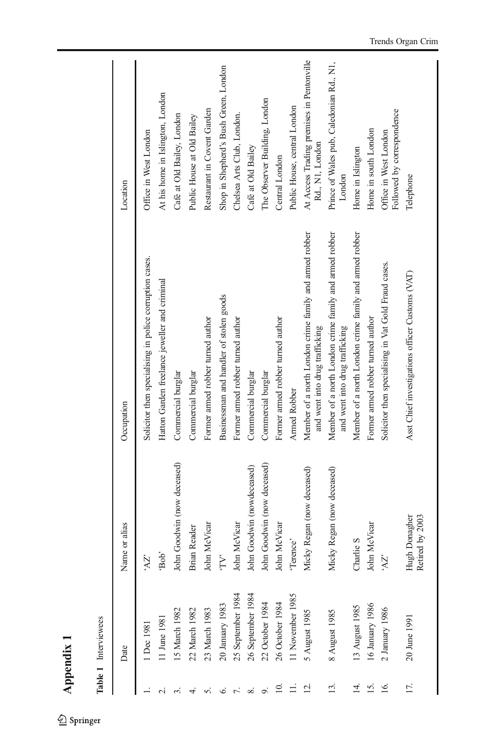## Appendix 1

**Table 1** Interviewees

| | Date | Name or alias | Occupation | Location |
|---|---|---|---|---|
| 1. | 1 Dec 1981 | 'AZ' | Solicitor then specialising in police corruption cases. | Office in West London |
| 2. | 11 June 1981 | 'Bob' | Hatton Garden freelance jeweller and criminal | At his home in Islington, London |
| 3. | 15 March 1982 | John Goodwin (now deceased) | Commercial burglar | Café at Old Bailey, London |
| 4. | 22 March 1982 | Brian Reader | Commercial burglar | Public House at Old Bailey |
| 5. | 23 March 1983 | John McVicar | Former armed robber turned author | Restaurant in Covent Garden |
| 6. | 20 January 1983 | 'TV' | Businessman and handler of stolen goods | Shop in Shepherd's Bush Green, London |
| 7. | 25 September 1984 | John McVicar | Former armed robber turned author | Chelsea Arts Club, London. |
| 8. | 26 September 1984 | John Goodwin (nowdeceased) | Commercial burglar | Café at Old Bailey |
| 9. | 22 October 1984 | John Goodwin (now deceased) | Commercial burglar | The Observer Building, London |
| 10. | 26 October 1984 | John McVicar | Former armed robber turned author | Central London |
| 11. | 11 November 1985 | 'Terence' | Armed Robber | Public House, central London |
| 12. | 5 August 1985 | Micky Regan (now deceased) | Member of a north London crime family and armed robber and went into drug trafficking | At Access Trading premises in Pentonville Rd., N1, London |
| 13. | 8 August 1985 | Micky Regan (now deceased) | Member of a north London crime family and armed robber and went into drug trafficking | Prince of Wales pub, Caledonian Rd., N1, London |
| 14. | 13 August 1985 | Charlie S | Member of a north London crime family and armed robber | Home in Islington |
| 15. | 16 January 1986 | John McVicar | Former armed robber turned author | Home in south London |
| 16. | 2 January 1986 | 'AZ' | Solicitor then specialising in Vat Gold Fraud cases. | Office in West London Followed by correspondence |
| 17. | 20 June 1991 | Hugh Donagher Retired by 2003 | Asst Chief investigations officer Customs (VAT) | Telephone |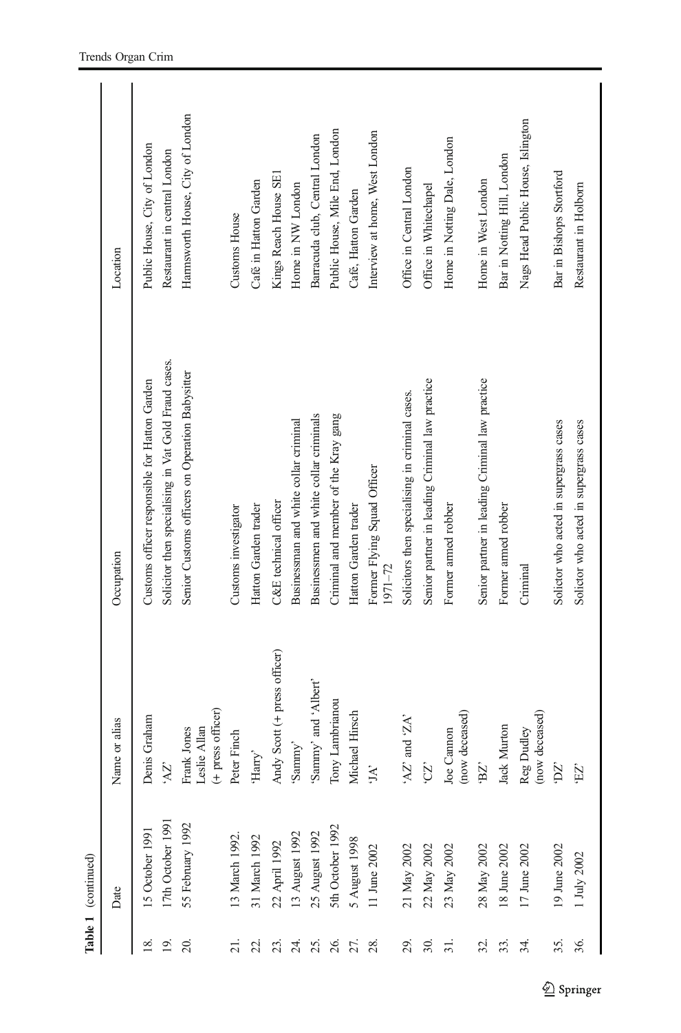**Table 1** (continued)

| | Date | Name or alias | Occupation | Location |
|---|---|---|---|---|
| 18. | 15 October 1991 | Denis Graham | Customs officer responsible for Hatton Garden | Public House, City of London |
| 19. | 17th October 1991 | 'AZ' | Solicitor then specialising in Vat Gold Fraud cases. | Restaurant in central London |
| 20. | 55 February 1992 | Frank Jones Leslie Allan (+ press officer) | Senior Customs officers on Operation Babysitter | Harmsworth House, City of London |
| 21. | 13 March 1992. | Peter Finch | Customs investigator | Customs House |
| 22. | 31 March 1992 | 'Harry' | Hatton Garden trader | Café in Hatton Garden |
| 23. | 22 April 1992 | Andy Scott (+ press officer) | C&E technical officer | Kings Reach House SE1 |
| 24. | 13 August 1992 | 'Sammy' | Businessman and white collar criminal | Home in NW London |
| 25. | 25 August 1992 | 'Sammy' and 'Albert' | Businessmen and white collar criminals | Barracuda club, Central London |
| 26. | 5th October 1992 | Tony Lambrianou | Criminal and member of the Kray gang | Public House, Mile End, London |
| 27. | 5 August 1998 | Michael Hirsch | Hatton Garden trader | Café, Hatton Garden |
| 28. | 11 June 2002 | 'JA' | Former Flying Squad Officer 1971–72 | Interview at home, West London |
| 29. | 21 May 2002 | 'AZ' and 'ZA' | Solicitors then specialising in criminal cases. | Office in Central London |
| 30. | 22 May 2002 | 'CZ' | Senior partner in leading Criminal law practice | Office in Whitechapel |
| 31. | 23 May 2002 | Joe Cannon (now deceased) | Former armed robber | Home in Notting Dale, London |
| 32. | 28 May 2002 | 'BZ' | Senior partner in leading Criminal law practice | Home in West London |
| 33. | 18 June 2002 | Jack Murton | Former armed robber | Bar in Notting Hill, London |
| 34. | 17 June 2002 | Reg Dudley (now deceased) | Criminal | Nags Head Public House, Islington |
| 35. | 19 June 2002 | 'DZ' | Solictor who acted in supergrass cases | Bar in Bishops Stortford |
| 36. | 1 July 2002 | 'EZ' | Solictor who acted in supergrass cases | Restaurant in Holborn |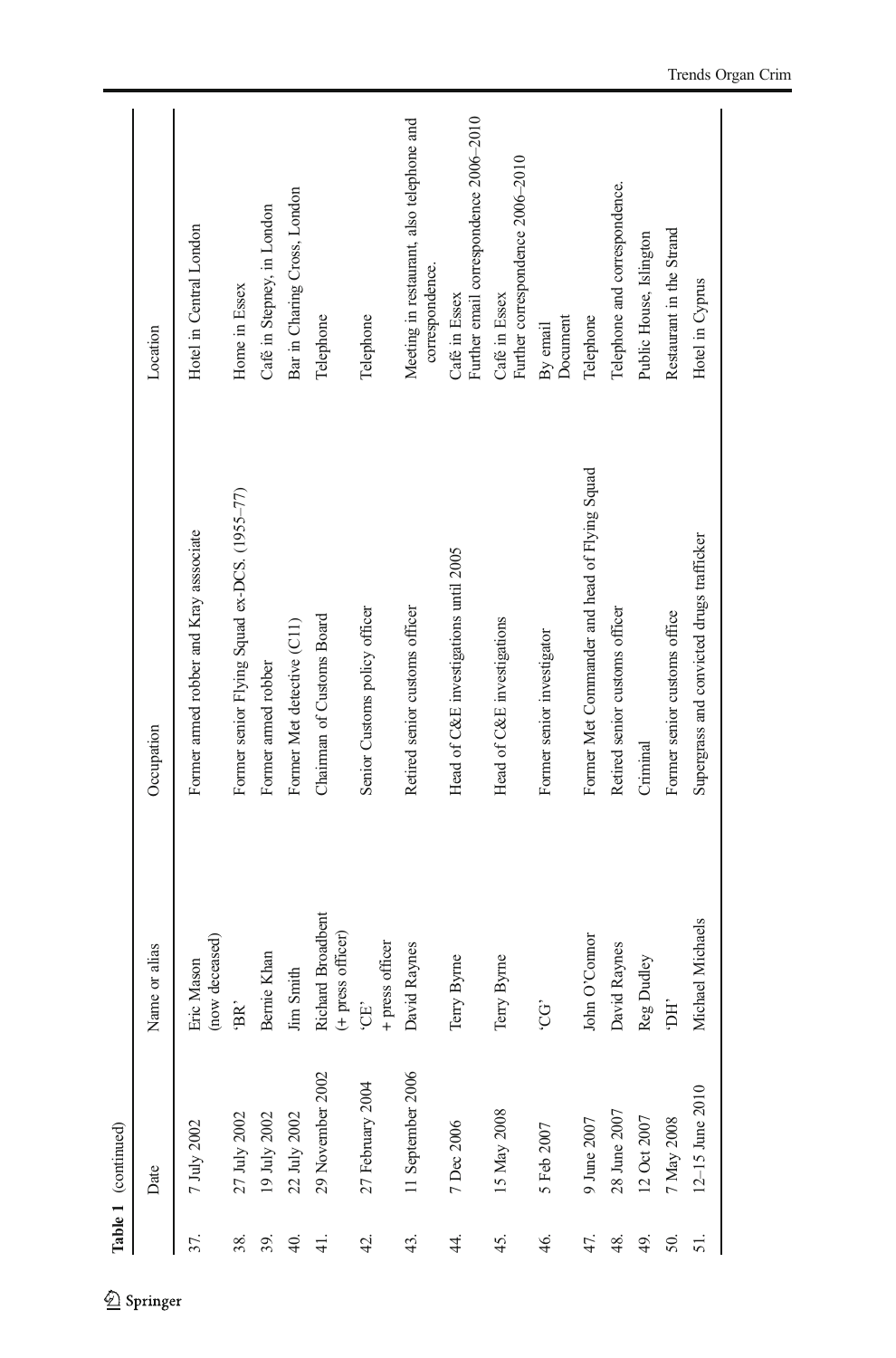**Table 1** (continued)

| | Date | Name or alias | Occupation | Location |
|---|---|---|---|---|
| 37. | 7 July 2002 | Eric Mason (now deceased) | Former armed robber and Kray asssociate | Hotel in Central London |
| 38. | 27 July 2002 | 'BR' | Former senior Flying Squad ex-DCS. (1955–77) | Home in Essex |
| 39. | 19 July 2002 | Bernie Khan | Former armed robber | Café in Stepney, in London |
| 40. | 22 July 2002 | Jim Smith | Former Met detective (C11) | Bar in Charing Cross, London |
| 41. | 29 November 2002 | Richard Broadbent (+ press officer) | Chairman of Customs Board | Telephone |
| 42. | 27 February 2004 | 'CE' + press officer | Senior Customs policy officer | Telephone |
| 43. | 11 September 2006 | David Raynes | Retired senior customs officer | Meeting in restaurant, also telephone and correspondence. |
| 44. | 7 Dec 2006 | Terry Byrne | Head of C&E investigations until 2005 | Café in Essex<br>Further email correspondence 2006–2010 |
| 45. | 15 May 2008 | Terry Byrne | Head of C&E investigations | Café in Essex<br>Further correspondence 2006–2010 |
| 46. | 5 Feb 2007 | 'CG' | Former senior investigator | By email<br>Document |
| 47. | 9 June 2007 | John O'Connor | Former Met Commander and head of Flying Squad | Telephone |
| 48. | 28 June 2007 | David Raynes | Retired senior customs officer | Telephone and correspondence. |
| 49. | 12 Oct 2007 | Reg Dudley | Criminal | Public House, Islington |
| 50. | 7 May 2008 | 'DH' | Former senior customs office | Restaurant in the Strand |
| 51. | 12–15 June 2010 | Michael Michaels | Supergrass and convicted drugs trafficker | Hotel in Cyprus |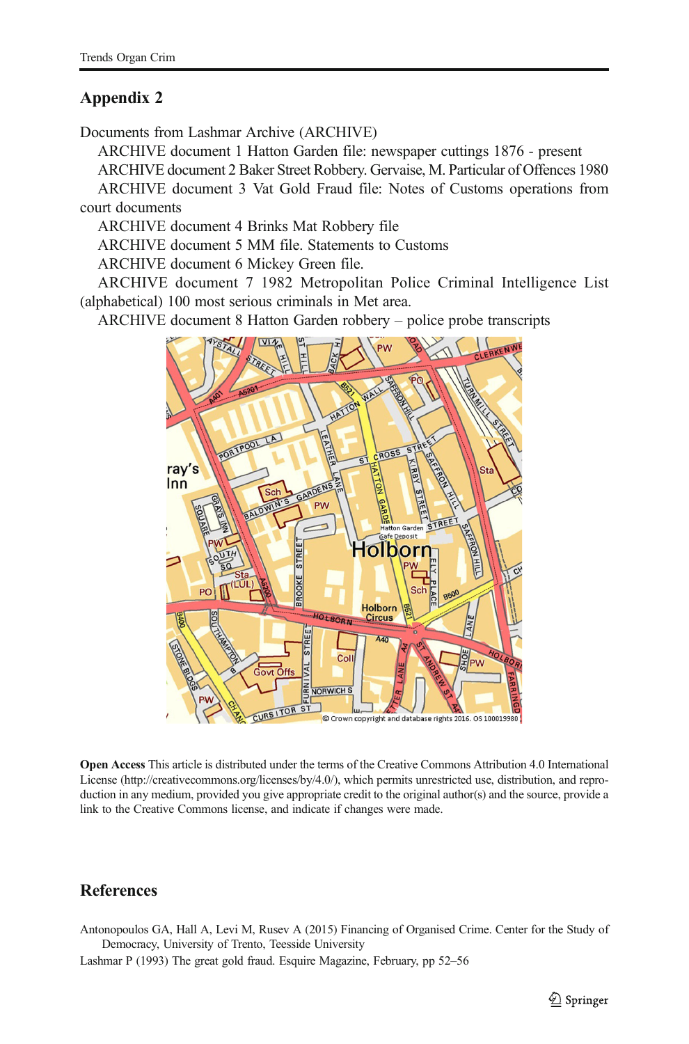## Appendix 2

Documents from Lashmar Archive (ARCHIVE)

ARCHIVE document 1 Hatton Garden file: newspaper cuttings 1876 - present

ARCHIVE document 2 Baker Street Robbery. Gervaise, M. Particular of Offences 1980

ARCHIVE document 3 Vat Gold Fraud file: Notes of Customs operations from court documents

ARCHIVE document 4 Brinks Mat Robbery file

ARCHIVE document 5 MM file. Statements to Customs

ARCHIVE document 6 Mickey Green file.

ARCHIVE document 7 1982 Metropolitan Police Criminal Intelligence List (alphabetical) 100 most serious criminals in Met area.

ARCHIVE document 8 Hatton Garden robbery – police probe transcripts

© Crown copyright and database rights 2016. OS 100019980

**Open Access** This article is distributed under the terms of the Creative Commons Attribution 4.0 International License (http://creativecommons.org/licenses/by/4.0/), which permits unrestricted use, distribution, and reproduction in any medium, provided you give appropriate credit to the original author(s) and the source, provide a link to the Creative Commons license, and indicate if changes were made.

## References

Antonopoulos GA, Hall A, Levi M, Rusev A (2015) Financing of Organised Crime. Center for the Study of Democracy, University of Trento, Teesside University

Lashmar P (1993) The great gold fraud. Esquire Magazine, February, pp 52–56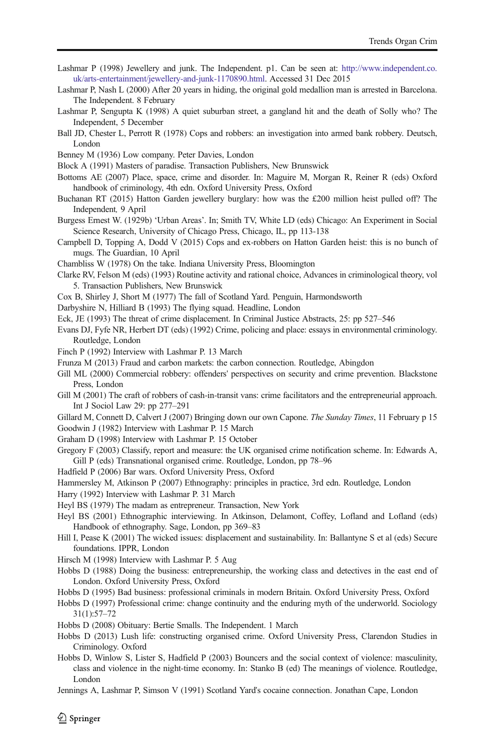Lashmar P (1998) Jewellery and junk. The Independent. p1. Can be seen at: http://www.independent.co.uk/arts-entertainment/jewellery-and-junk-1170890.html. Accessed 31 Dec 2015

Lashmar P, Nash L (2000) After 20 years in hiding, the original gold medallion man is arrested in Barcelona. The Independent. 8 February

Lashmar P, Sengupta K (1998) A quiet suburban street, a gangland hit and the death of Solly who? The Independent, 5 December

Ball JD, Chester L, Perrott R (1978) Cops and robbers: an investigation into armed bank robbery. Deutsch, London

Benney M (1936) Low company. Peter Davies, London

Block A (1991) Masters of paradise. Transaction Publishers, New Brunswick

Bottoms AE (2007) Place, space, crime and disorder. In: Maguire M, Morgan R, Reiner R (eds) Oxford handbook of criminology, 4th edn. Oxford University Press, Oxford

Buchanan RT (2015) Hatton Garden jewellery burglary: how was the £200 million heist pulled off? The Independent*,* 9 April

Burgess Ernest W. (1929b) 'Urban Areas'. In; Smith TV, White LD (eds) Chicago: An Experiment in Social Science Research, University of Chicago Press, Chicago, IL, pp 113-138

Campbell D, Topping A, Dodd V (2015) Cops and ex-robbers on Hatton Garden heist: this is no bunch of mugs. The Guardian, 10 April

Chambliss W (1978) On the take. Indiana University Press, Bloomington

Clarke RV, Felson M (eds) (1993) Routine activity and rational choice, Advances in criminological theory, vol 5. Transaction Publishers, New Brunswick

Cox B, Shirley J, Short M (1977) The fall of Scotland Yard. Penguin, Harmondsworth

Darbyshire N, Hilliard B (1993) The flying squad. Headline, London

Eck, JE (1993) The threat of crime displacement. In Criminal Justice Abstracts, 25: pp 527–546

Evans DJ, Fyfe NR, Herbert DT (eds) (1992) Crime, policing and place: essays in environmental criminology. Routledge, London

Finch P (1992) Interview with Lashmar P. 13 March

Frunza M (2013) Fraud and carbon markets: the carbon connection. Routledge, Abingdon

Gill ML (2000) Commercial robbery: offenders' perspectives on security and crime prevention. Blackstone Press, London

Gill M (2001) The craft of robbers of cash-in-transit vans: crime facilitators and the entrepreneurial approach. Int J Sociol Law 29: pp 277–291

Gillard M, Connett D, Calvert J (2007) Bringing down our own Capone. *The Sunday Times*, 11 February p 15

Goodwin J (1982) Interview with Lashmar P. 15 March

Graham D (1998) Interview with Lashmar P. 15 October

Gregory F (2003) Classify, report and measure: the UK organised crime notification scheme. In: Edwards A, Gill P (eds) Transnational organised crime. Routledge, London, pp 78–96

Hadfield P (2006) Bar wars. Oxford University Press, Oxford

Hammersley M, Atkinson P (2007) Ethnography: principles in practice, 3rd edn. Routledge, London

Harry (1992) Interview with Lashmar P. 31 March

Heyl BS (1979) The madam as entrepreneur. Transaction, New York

Heyl BS (2001) Ethnographic interviewing. In Atkinson, Delamont, Coffey, Lofland and Lofland (eds) Handbook of ethnography. Sage, London, pp 369–83

Hill I, Pease K (2001) The wicked issues: displacement and sustainability. In: Ballantyne S et al (eds) Secure foundations. IPPR, London

Hirsch M (1998) Interview with Lashmar P. 5 Aug

Hobbs D (1988) Doing the business: entrepreneurship, the working class and detectives in the east end of London. Oxford University Press, Oxford

Hobbs D (1995) Bad business: professional criminals in modern Britain. Oxford University Press, Oxford

Hobbs D (1997) Professional crime: change continuity and the enduring myth of the underworld. Sociology 31(1):57–72

Hobbs D (2008) Obituary: Bertie Smalls. The Independent. 1 March

Hobbs D (2013) Lush life: constructing organised crime. Oxford University Press, Clarendon Studies in Criminology. Oxford

Hobbs D, Winlow S, Lister S, Hadfield P (2003) Bouncers and the social context of violence: masculinity, class and violence in the night-time economy. In: Stanko B (ed) The meanings of violence. Routledge, London

Jennings A, Lashmar P, Simson V (1991) Scotland Yard's cocaine connection. Jonathan Cape, London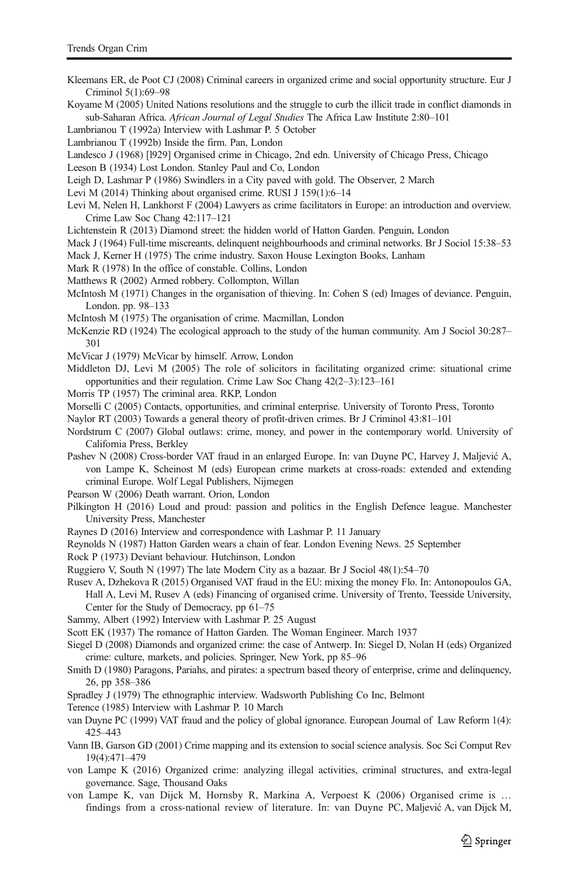Kleemans ER, de Poot CJ (2008) Criminal careers in organized crime and social opportunity structure. Eur J Criminol 5(1):69–98

Koyame M (2005) United Nations resolutions and the struggle to curb the illicit trade in conflict diamonds in sub-Saharan Africa. *African Journal of Legal Studies* The Africa Law Institute 2:80–101

Lambrianou T (1992a) Interview with Lashmar P. 5 October

Lambrianou T (1992b) Inside the firm. Pan, London

Landesco J (1968) [l929] Organised crime in Chicago, 2nd edn. University of Chicago Press, Chicago

Leeson B (1934) Lost London. Stanley Paul and Co, London

Leigh D, Lashmar P (1986) Swindlers in a City paved with gold. The Observer, 2 March

Levi M (2014) Thinking about organised crime. RUSI J 159(1):6–14

Levi M, Nelen H, Lankhorst F (2004) Lawyers as crime facilitators in Europe: an introduction and overview. Crime Law Soc Chang 42:117–121

Lichtenstein R (2013) Diamond street: the hidden world of Hatton Garden. Penguin, London

Mack J (1964) Full-time miscreants, delinquent neighbourhoods and criminal networks. Br J Sociol 15:38–53

Mack J, Kerner H (1975) The crime industry. Saxon House Lexington Books, Lanham

Mark R (1978) In the office of constable. Collins, London

Matthews R (2002) Armed robbery. Collompton, Willan

McIntosh M (1971) Changes in the organisation of thieving. In: Cohen S (ed) Images of deviance. Penguin, London. pp. 98–133

McIntosh M (1975) The organisation of crime. Macmillan, London

McKenzie RD (1924) The ecological approach to the study of the human community. Am J Sociol 30:287–301

McVicar J (1979) McVicar by himself. Arrow, London

Middleton DJ, Levi M (2005) The role of solicitors in facilitating organized crime: situational crime opportunities and their regulation. Crime Law Soc Chang 42(2–3):123–161

Morris TP (1957) The criminal area. RKP, London

Morselli C (2005) Contacts, opportunities, and criminal enterprise. University of Toronto Press, Toronto

Naylor RT (2003) Towards a general theory of profit-driven crimes. Br J Criminol 43:81–101

Nordstrum C (2007) Global outlaws: crime, money, and power in the contemporary world. University of California Press, Berkley

Pashev N (2008) Cross-border VAT fraud in an enlarged Europe. In: van Duyne PC, Harvey J, Maljević A, von Lampe K, Scheinost M (eds) European crime markets at cross-roads: extended and extending criminal Europe. Wolf Legal Publishers, Nijmegen

Pearson W (2006) Death warrant. Orion, London

Pilkington H (2016) Loud and proud: passion and politics in the English Defence league. Manchester University Press, Manchester

Raynes D (2016) Interview and correspondence with Lashmar P. 11 January

Reynolds N (1987) Hatton Garden wears a chain of fear. London Evening News. 25 September

Rock P (1973) Deviant behaviour. Hutchinson, London

Ruggiero V, South N (1997) The late Modern City as a bazaar. Br J Sociol 48(1):54–70

Rusev A, Dzhekova R (2015) Organised VAT fraud in the EU: mixing the money Flo. In: Antonopoulos GA, Hall A, Levi M, Rusev A (eds) Financing of organised crime. University of Trento, Teesside University, Center for the Study of Democracy, pp 61–75

Sammy, Albert (1992) Interview with Lashmar P. 25 August

Scott EK (1937) The romance of Hatton Garden. The Woman Engineer. March 1937

Siegel D (2008) Diamonds and organized crime: the case of Antwerp. In: Siegel D, Nolan H (eds) Organized crime: culture, markets, and policies. Springer, New York, pp 85–96

Smith D (1980) Paragons, Pariahs, and pirates: a spectrum based theory of enterprise, crime and delinquency, 26, pp 358–386

Spradley J (1979) The ethnographic interview. Wadsworth Publishing Co Inc, Belmont

Terence (1985) Interview with Lashmar P. 10 March

van Duyne PC (1999) VAT fraud and the policy of global ignorance. European Journal of Law Reform 1(4): 425–443

Vann IB, Garson GD (2001) Crime mapping and its extension to social science analysis. Soc Sci Comput Rev 19(4):471–479

von Lampe K (2016) Organized crime: analyzing illegal activities, criminal structures, and extra-legal governance. Sage, Thousand Oaks

von Lampe K, van Dijck M, Hornsby R, Markina A, Verpoest K (2006) Organised crime is … findings from a cross-national review of literature. In: van Duyne PC, Maljević A, van Dijck M,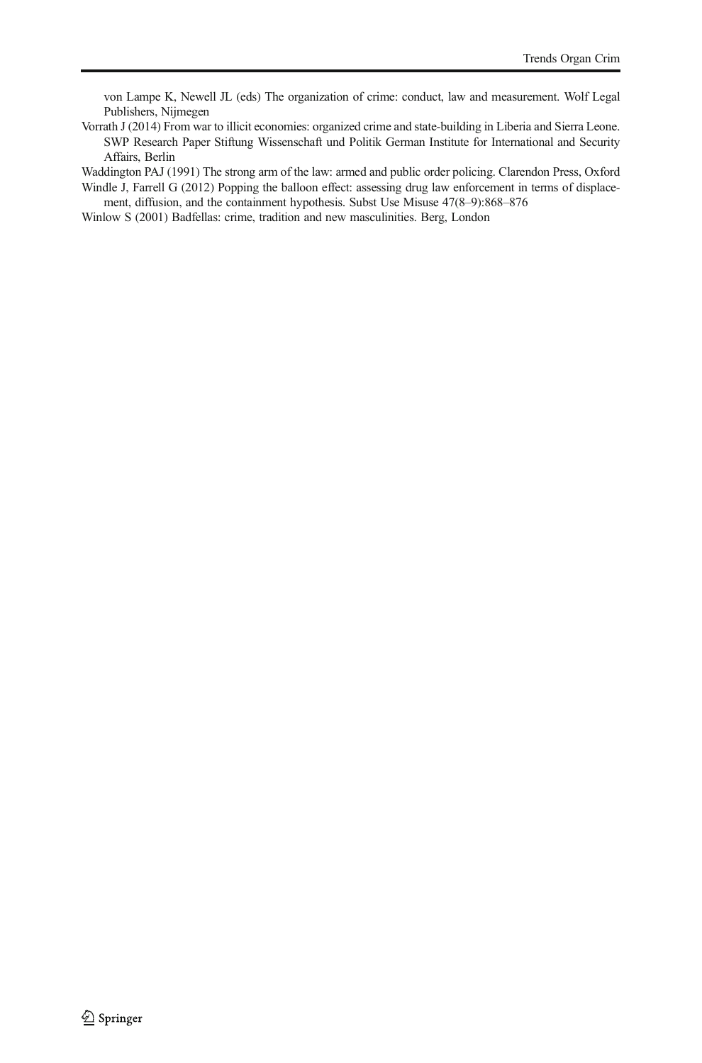von Lampe K, Newell JL (eds) The organization of crime: conduct, law and measurement. Wolf Legal Publishers, Nijmegen

Vorrath J (2014) From war to illicit economies: organized crime and state-building in Liberia and Sierra Leone. SWP Research Paper Stiftung Wissenschaft und Politik German Institute for International and Security Affairs, Berlin

Waddington PAJ (1991) The strong arm of the law: armed and public order policing. Clarendon Press, Oxford

Windle J, Farrell G (2012) Popping the balloon effect: assessing drug law enforcement in terms of displacement, diffusion, and the containment hypothesis. Subst Use Misuse 47(8–9):868–876

Winlow S (2001) Badfellas: crime, tradition and new masculinities. Berg, London